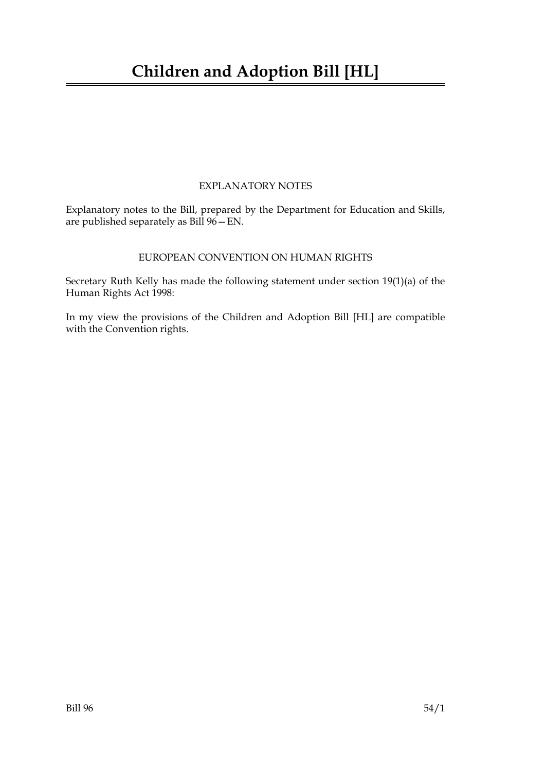# Children and Adoption Bill [HL]

EXPLANATORY NOTES

Explanatory notes to the Bill, prepared by the Department for Education and Skills, are published separately as Bill 96—EN.

EUROPEAN CONVENTION ON HUMAN RIGHTS

Secretary Ruth Kelly has made the following statement under section 19(1)(a) of the Human Rights Act 1998:

In my view the provisions of the Children and Adoption Bill [HL] are compatible with the Convention rights.

Bill 96 54/1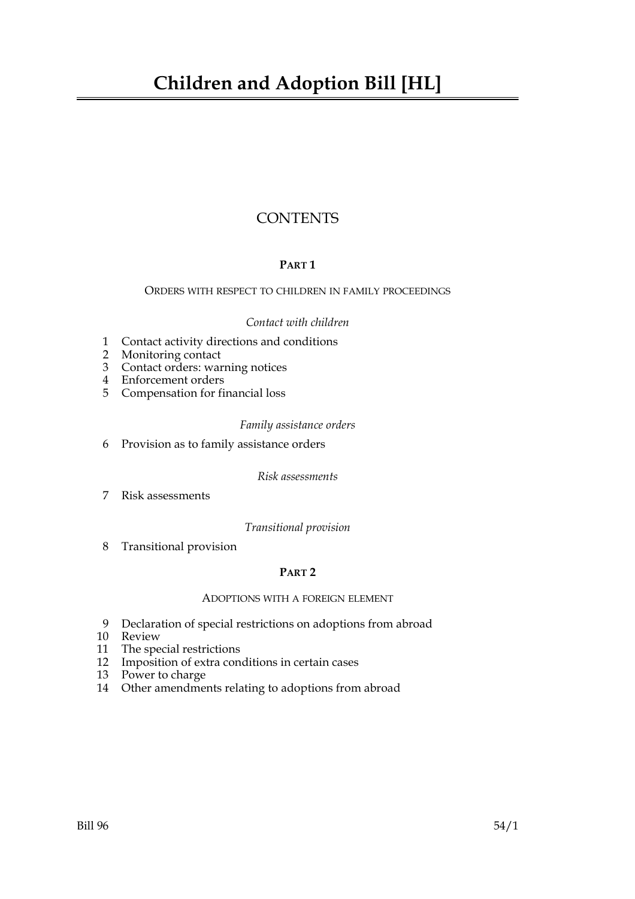# Children and Adoption Bill [HL]

## CONTENTS

### PART 1

#### ORDERS WITH RESPECT TO CHILDREN IN FAMILY PROCEEDINGS

*Contact with children*

1 Contact activity directions and conditions
2 Monitoring contact
3 Contact orders: warning notices
4 Enforcement orders
5 Compensation for financial loss

*Family assistance orders*

6 Provision as to family assistance orders

*Risk assessments*

7 Risk assessments

*Transitional provision*

8 Transitional provision

### PART 2

#### ADOPTIONS WITH A FOREIGN ELEMENT

9 Declaration of special restrictions on adoptions from abroad
10 Review
11 The special restrictions
12 Imposition of extra conditions in certain cases
13 Power to charge
14 Other amendments relating to adoptions from abroad

Bill 96 54/1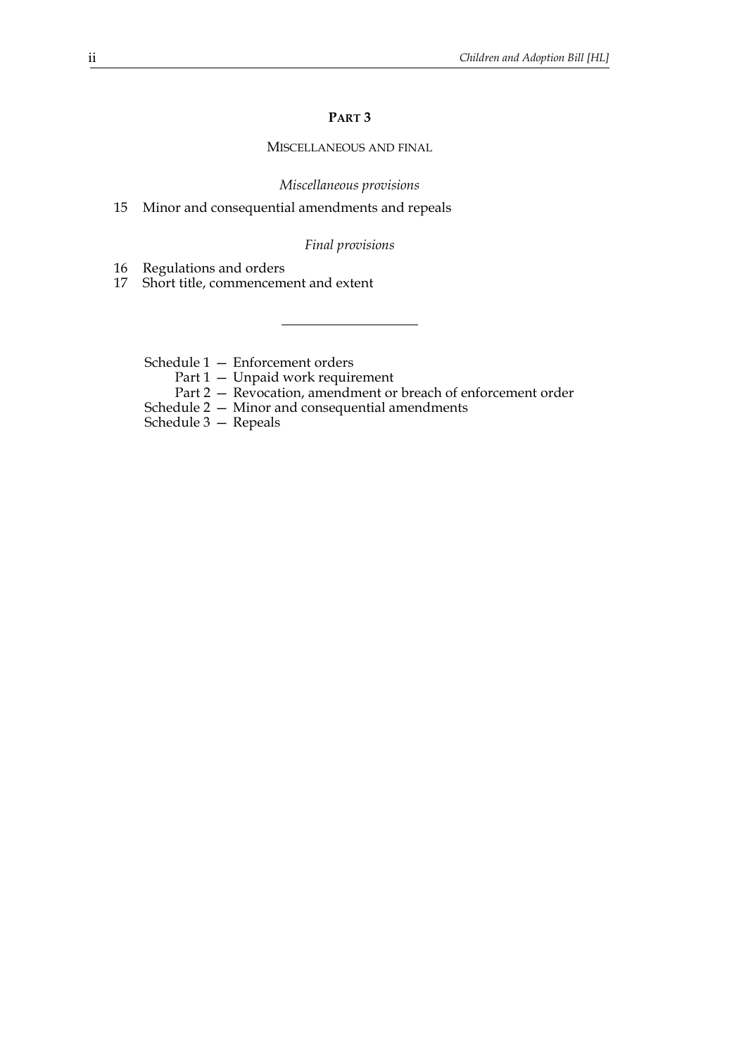## PART 3

### MISCELLANEOUS AND FINAL

*Miscellaneous provisions*

15 Minor and consequential amendments and repeals

*Final provisions*

16 Regulations and orders
17 Short title, commencement and extent

---

Schedule 1 — Enforcement orders
  Part 1 — Unpaid work requirement
  Part 2 — Revocation, amendment or breach of enforcement order
Schedule 2 — Minor and consequential amendments
Schedule 3 — Repeals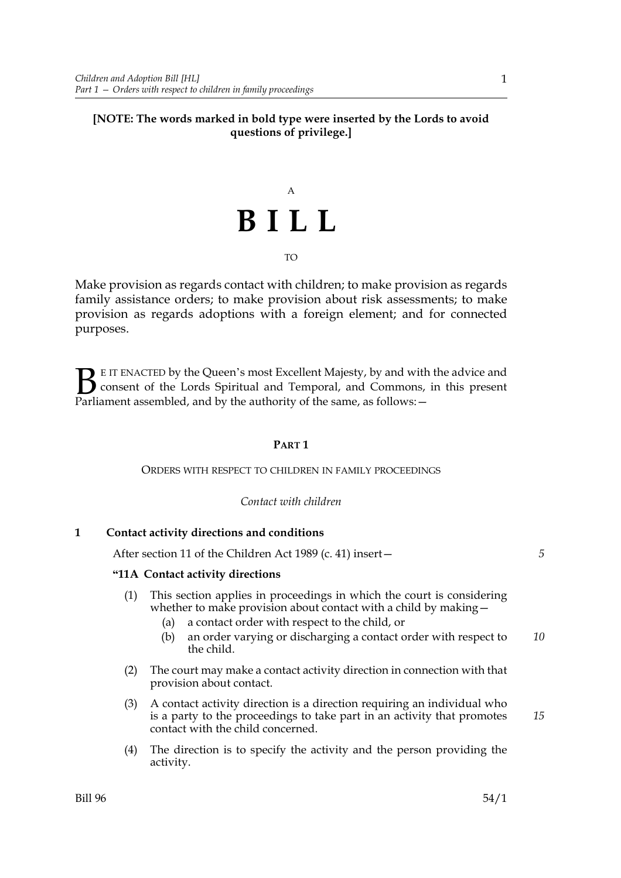**[NOTE: The words marked in bold type were inserted by the Lords to avoid questions of privilege.]**

A

# BILL

TO

Make provision as regards contact with children; to make provision as regards family assistance orders; to make provision about risk assessments; to make provision as regards adoptions with a foreign element; and for connected purposes.

BE IT ENACTED by the Queen's most Excellent Majesty, by and with the advice and consent of the Lords Spiritual and Temporal, and Commons, in this present Parliament assembled, and by the authority of the same, as follows:—

## PART 1

### ORDERS WITH RESPECT TO CHILDREN IN FAMILY PROCEEDINGS

*Contact with children*

**1 Contact activity directions and conditions**

After section 11 of the Children Act 1989 (c. 41) insert—

**"11A Contact activity directions**

(1) This section applies in proceedings in which the court is considering whether to make provision about contact with a child by making—

(a) a contact order with respect to the child, or

(b) an order varying or discharging a contact order with respect to the child.

(2) The court may make a contact activity direction in connection with that provision about contact.

(3) A contact activity direction is a direction requiring an individual who is a party to the proceedings to take part in an activity that promotes contact with the child concerned.

(4) The direction is to specify the activity and the person providing the activity.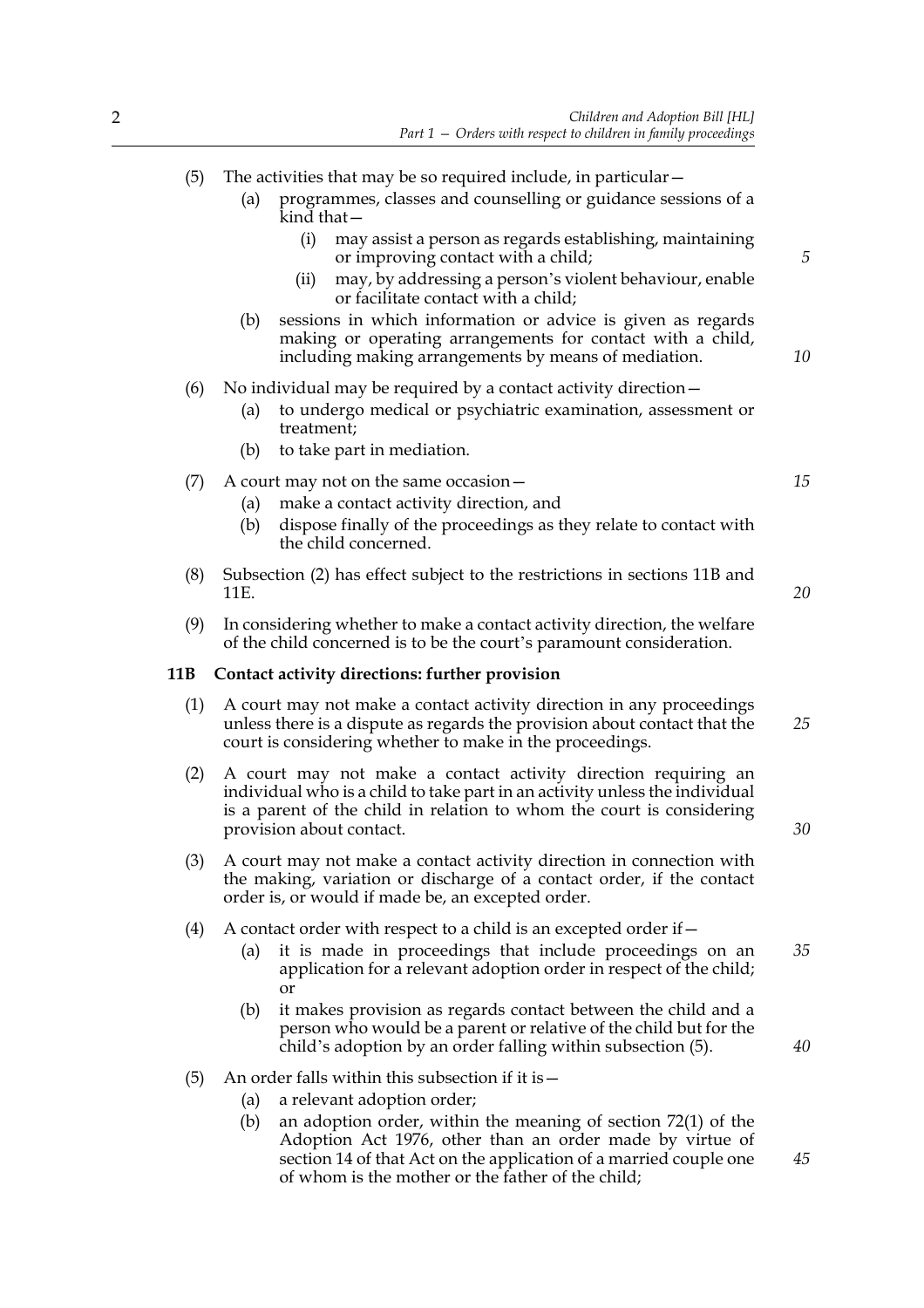(5) The activities that may be so required include, in particular—

(a) programmes, classes and counselling or guidance sessions of a kind that—

(i) may assist a person as regards establishing, maintaining or improving contact with a child;

(ii) may, by addressing a person's violent behaviour, enable or facilitate contact with a child;

(b) sessions in which information or advice is given as regards making or operating arrangements for contact with a child, including making arrangements by means of mediation.

(6) No individual may be required by a contact activity direction—

(a) to undergo medical or psychiatric examination, assessment or treatment;

(b) to take part in mediation.

(7) A court may not on the same occasion—

(a) make a contact activity direction, and

(b) dispose finally of the proceedings as they relate to contact with the child concerned.

(8) Subsection (2) has effect subject to the restrictions in sections 11B and 11E.

(9) In considering whether to make a contact activity direction, the welfare of the child concerned is to be the court's paramount consideration.

### 11B Contact activity directions: further provision

(1) A court may not make a contact activity direction in any proceedings unless there is a dispute as regards the provision about contact that the court is considering whether to make in the proceedings.

(2) A court may not make a contact activity direction requiring an individual who is a child to take part in an activity unless the individual is a parent of the child in relation to whom the court is considering provision about contact.

(3) A court may not make a contact activity direction in connection with the making, variation or discharge of a contact order, if the contact order is, or would if made be, an excepted order.

(4) A contact order with respect to a child is an excepted order if—

(a) it is made in proceedings that include proceedings on an application for a relevant adoption order in respect of the child; or

(b) it makes provision as regards contact between the child and a person who would be a parent or relative of the child but for the child's adoption by an order falling within subsection (5).

(5) An order falls within this subsection if it is—

(a) a relevant adoption order;

(b) an adoption order, within the meaning of section 72(1) of the Adoption Act 1976, other than an order made by virtue of section 14 of that Act on the application of a married couple one of whom is the mother or the father of the child;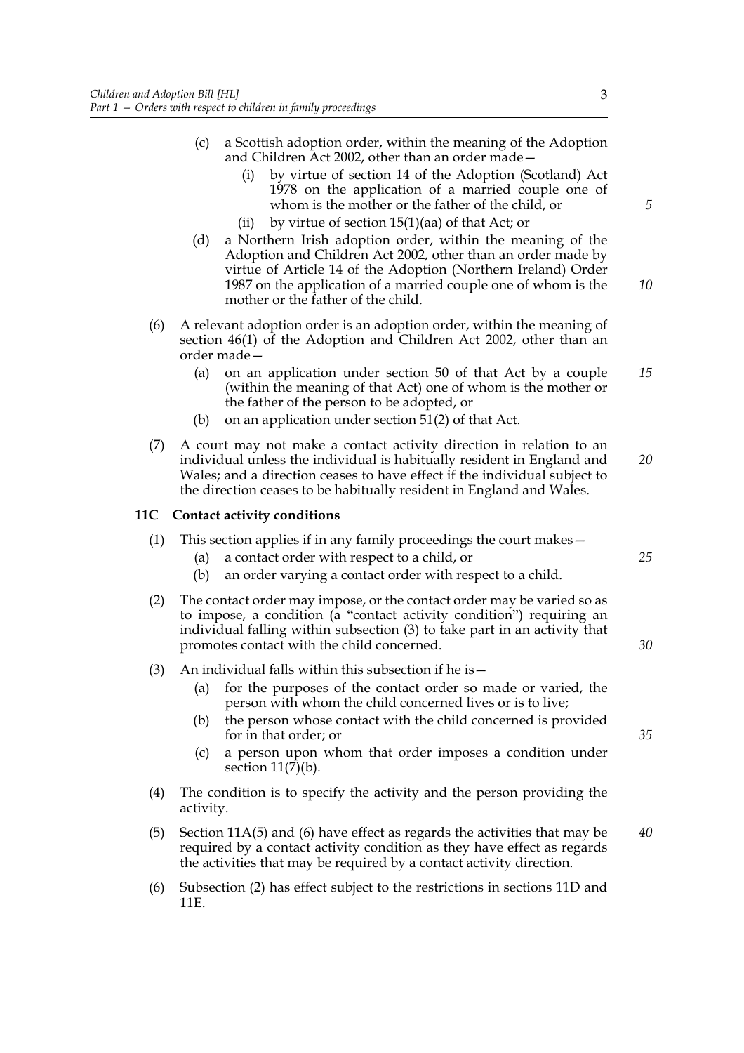(c) a Scottish adoption order, within the meaning of the Adoption and Children Act 2002, other than an order made—

  (i) by virtue of section 14 of the Adoption (Scotland) Act 1978 on the application of a married couple one of whom is the mother or the father of the child, or

  (ii) by virtue of section 15(1)(aa) of that Act; or

(d) a Northern Irish adoption order, within the meaning of the Adoption and Children Act 2002, other than an order made by virtue of Article 14 of the Adoption (Northern Ireland) Order 1987 on the application of a married couple one of whom is the mother or the father of the child.

(6) A relevant adoption order is an adoption order, within the meaning of section 46(1) of the Adoption and Children Act 2002, other than an order made—

(a) on an application under section 50 of that Act by a couple (within the meaning of that Act) one of whom is the mother or the father of the person to be adopted, or

(b) on an application under section 51(2) of that Act.

(7) A court may not make a contact activity direction in relation to an individual unless the individual is habitually resident in England and Wales; and a direction ceases to have effect if the individual subject to the direction ceases to be habitually resident in England and Wales.

**11C Contact activity conditions**

(1) This section applies if in any family proceedings the court makes—

(a) a contact order with respect to a child, or

(b) an order varying a contact order with respect to a child.

(2) The contact order may impose, or the contact order may be varied so as to impose, a condition (a "contact activity condition") requiring an individual falling within subsection (3) to take part in an activity that promotes contact with the child concerned.

(3) An individual falls within this subsection if he is—

(a) for the purposes of the contact order so made or varied, the person with whom the child concerned lives or is to live;

(b) the person whose contact with the child concerned is provided for in that order; or

(c) a person upon whom that order imposes a condition under section 11(7)(b).

(4) The condition is to specify the activity and the person providing the activity.

(5) Section 11A(5) and (6) have effect as regards the activities that may be required by a contact activity condition as they have effect as regards the activities that may be required by a contact activity direction.

(6) Subsection (2) has effect subject to the restrictions in sections 11D and 11E.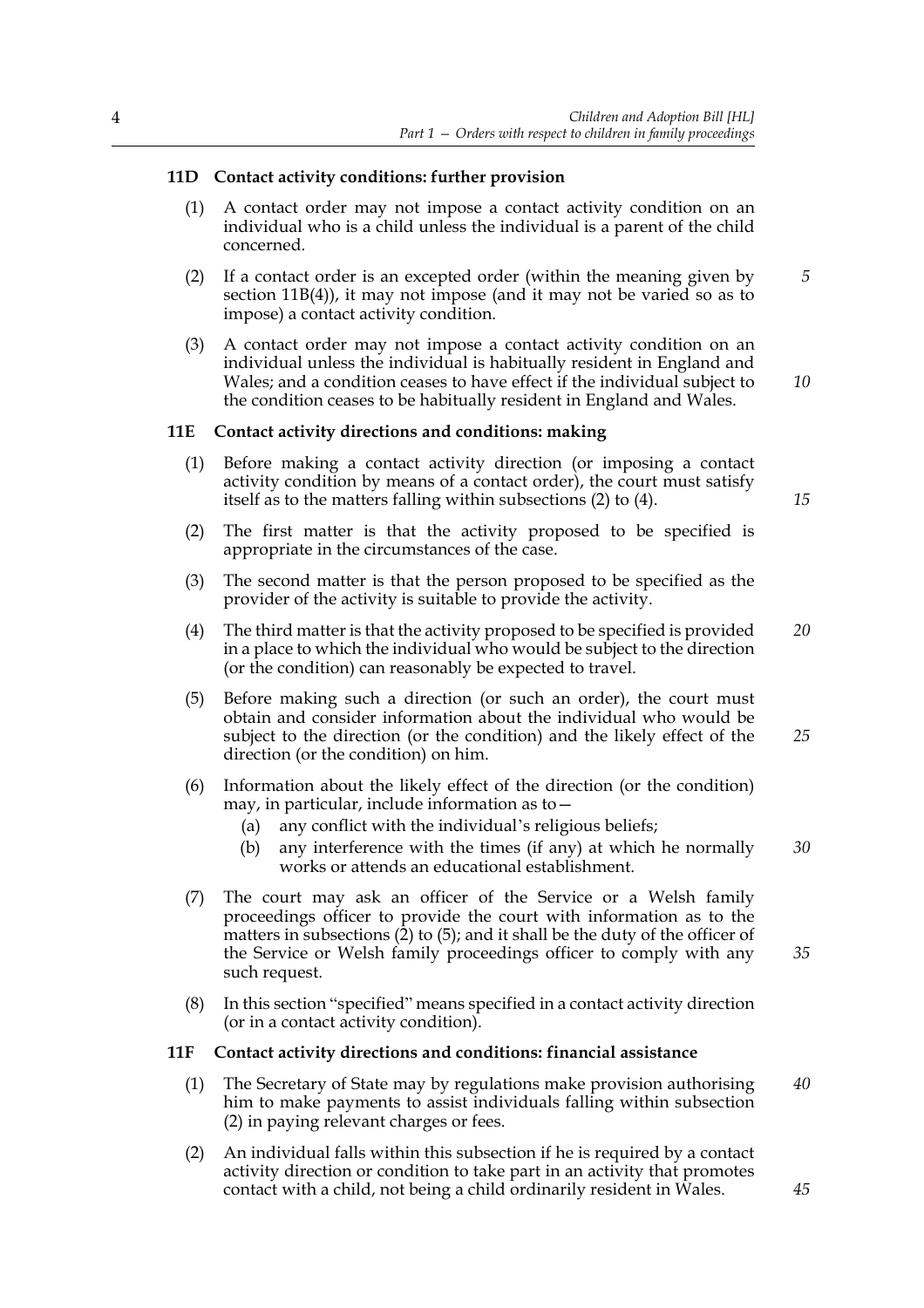### 11D Contact activity conditions: further provision

(1) A contact order may not impose a contact activity condition on an individual who is a child unless the individual is a parent of the child concerned.

(2) If a contact order is an excepted order (within the meaning given by section 11B(4)), it may not impose (and it may not be varied so as to impose) a contact activity condition.

(3) A contact order may not impose a contact activity condition on an individual unless the individual is habitually resident in England and Wales; and a condition ceases to have effect if the individual subject to the condition ceases to be habitually resident in England and Wales.

### 11E Contact activity directions and conditions: making

(1) Before making a contact activity direction (or imposing a contact activity condition by means of a contact order), the court must satisfy itself as to the matters falling within subsections (2) to (4).

(2) The first matter is that the activity proposed to be specified is appropriate in the circumstances of the case.

(3) The second matter is that the person proposed to be specified as the provider of the activity is suitable to provide the activity.

(4) The third matter is that the activity proposed to be specified is provided in a place to which the individual who would be subject to the direction (or the condition) can reasonably be expected to travel.

(5) Before making such a direction (or such an order), the court must obtain and consider information about the individual who would be subject to the direction (or the condition) and the likely effect of the direction (or the condition) on him.

(6) Information about the likely effect of the direction (or the condition) may, in particular, include information as to—

- (a) any conflict with the individual's religious beliefs;
- (b) any interference with the times (if any) at which he normally works or attends an educational establishment.

(7) The court may ask an officer of the Service or a Welsh family proceedings officer to provide the court with information as to the matters in subsections (2) to (5); and it shall be the duty of the officer of the Service or Welsh family proceedings officer to comply with any such request.

(8) In this section "specified" means specified in a contact activity direction (or in a contact activity condition).

### 11F Contact activity directions and conditions: financial assistance

(1) The Secretary of State may by regulations make provision authorising him to make payments to assist individuals falling within subsection (2) in paying relevant charges or fees.

(2) An individual falls within this subsection if he is required by a contact activity direction or condition to take part in an activity that promotes contact with a child, not being a child ordinarily resident in Wales.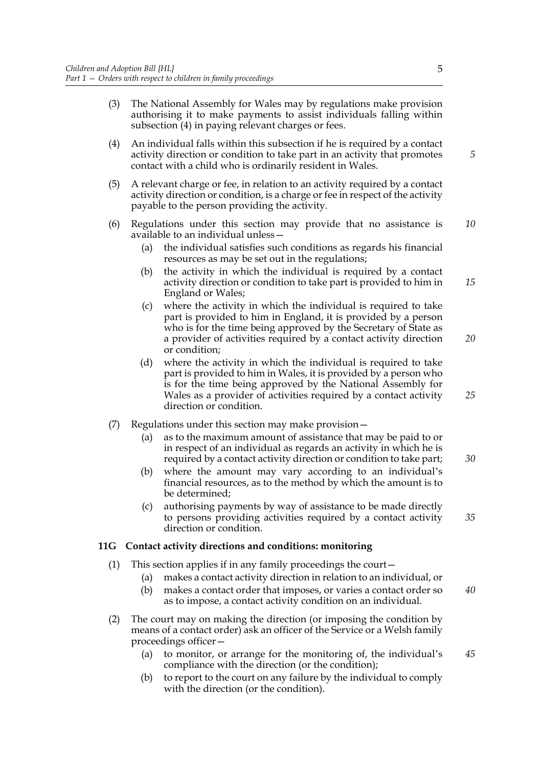(3) The National Assembly for Wales may by regulations make provision authorising it to make payments to assist individuals falling within subsection (4) in paying relevant charges or fees.

(4) An individual falls within this subsection if he is required by a contact activity direction or condition to take part in an activity that promotes contact with a child who is ordinarily resident in Wales.

(5) A relevant charge or fee, in relation to an activity required by a contact activity direction or condition, is a charge or fee in respect of the activity payable to the person providing the activity.

(6) Regulations under this section may provide that no assistance is available to an individual unless—

- (a) the individual satisfies such conditions as regards his financial resources as may be set out in the regulations;
- (b) the activity in which the individual is required by a contact activity direction or condition to take part is provided to him in England or Wales;
- (c) where the activity in which the individual is required to take part is provided to him in England, it is provided by a person who is for the time being approved by the Secretary of State as a provider of activities required by a contact activity direction or condition;
- (d) where the activity in which the individual is required to take part is provided to him in Wales, it is provided by a person who is for the time being approved by the National Assembly for Wales as a provider of activities required by a contact activity direction or condition.

(7) Regulations under this section may make provision—

- (a) as to the maximum amount of assistance that may be paid to or in respect of an individual as regards an activity in which he is required by a contact activity direction or condition to take part;
- (b) where the amount may vary according to an individual's financial resources, as to the method by which the amount is to be determined;
- (c) authorising payments by way of assistance to be made directly to persons providing activities required by a contact activity direction or condition.

### 11G Contact activity directions and conditions: monitoring

(1) This section applies if in any family proceedings the court—

- (a) makes a contact activity direction in relation to an individual, or
- (b) makes a contact order that imposes, or varies a contact order so as to impose, a contact activity condition on an individual.

(2) The court may on making the direction (or imposing the condition by means of a contact order) ask an officer of the Service or a Welsh family proceedings officer—

- (a) to monitor, or arrange for the monitoring of, the individual's compliance with the direction (or the condition);
- (b) to report to the court on any failure by the individual to comply with the direction (or the condition).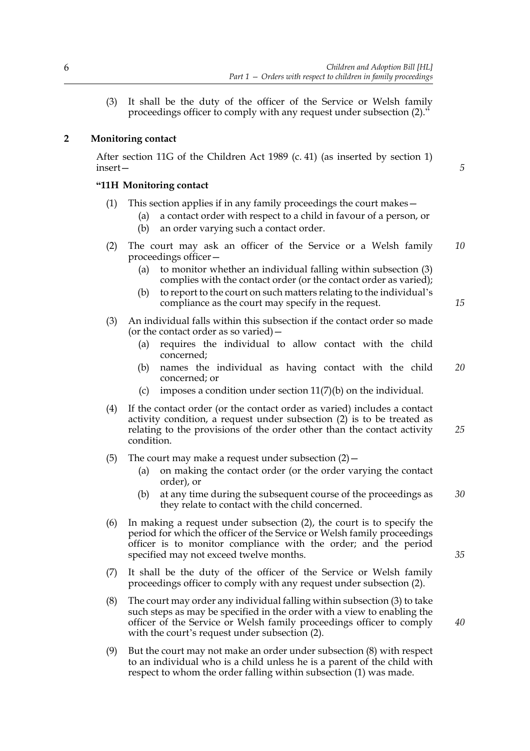(3) It shall be the duty of the officer of the Service or Welsh family proceedings officer to comply with any request under subsection (2)."

## 2 Monitoring contact

After section 11G of the Children Act 1989 (c. 41) (as inserted by section 1) insert—

### "11H Monitoring contact

(1) This section applies if in any family proceedings the court makes—

- (a) a contact order with respect to a child in favour of a person, or
- (b) an order varying such a contact order.

(2) The court may ask an officer of the Service or a Welsh family proceedings officer—

- (a) to monitor whether an individual falling within subsection (3) complies with the contact order (or the contact order as varied);
- (b) to report to the court on such matters relating to the individual's compliance as the court may specify in the request.

(3) An individual falls within this subsection if the contact order so made (or the contact order as so varied)—

- (a) requires the individual to allow contact with the child concerned;
- (b) names the individual as having contact with the child concerned; or
- (c) imposes a condition under section 11(7)(b) on the individual.

(4) If the contact order (or the contact order as varied) includes a contact activity condition, a request under subsection (2) is to be treated as relating to the provisions of the order other than the contact activity condition.

(5) The court may make a request under subsection (2)—

- (a) on making the contact order (or the order varying the contact order), or
- (b) at any time during the subsequent course of the proceedings as they relate to contact with the child concerned.

(6) In making a request under subsection (2), the court is to specify the period for which the officer of the Service or Welsh family proceedings officer is to monitor compliance with the order; and the period specified may not exceed twelve months.

(7) It shall be the duty of the officer of the Service or Welsh family proceedings officer to comply with any request under subsection (2).

(8) The court may order any individual falling within subsection (3) to take such steps as may be specified in the order with a view to enabling the officer of the Service or Welsh family proceedings officer to comply with the court's request under subsection (2).

(9) But the court may not make an order under subsection (8) with respect to an individual who is a child unless he is a parent of the child with respect to whom the order falling within subsection (1) was made.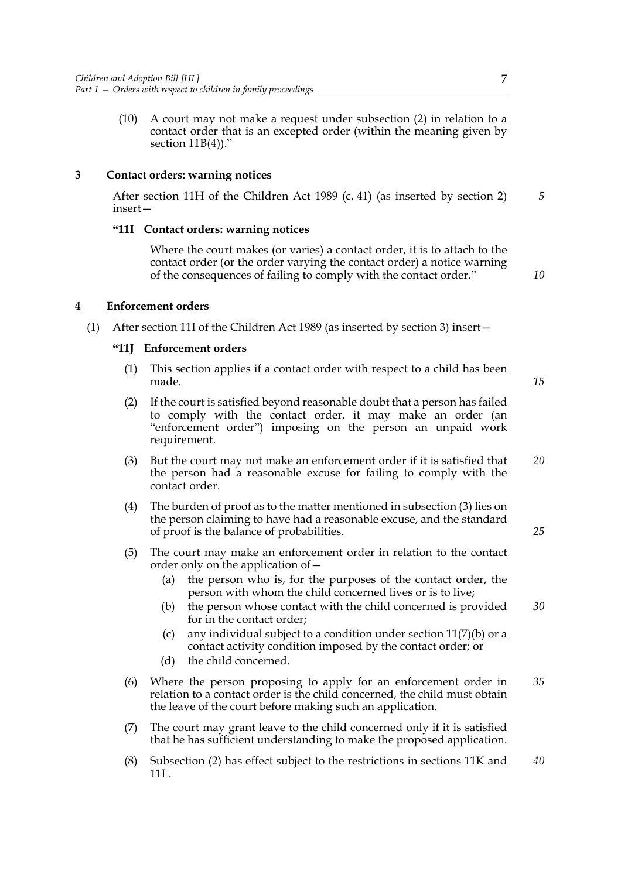(10) A court may not make a request under subsection (2) in relation to a contact order that is an excepted order (within the meaning given by section 11B(4))."

## 3 Contact orders: warning notices

After section 11H of the Children Act 1989 (c. 41) (as inserted by section 2) insert—

### "11I Contact orders: warning notices

Where the court makes (or varies) a contact order, it is to attach to the contact order (or the order varying the contact order) a notice warning of the consequences of failing to comply with the contact order."

## 4 Enforcement orders

(1) After section 11I of the Children Act 1989 (as inserted by section 3) insert—

### "11J Enforcement orders

(1) This section applies if a contact order with respect to a child has been made.

(2) If the court is satisfied beyond reasonable doubt that a person has failed to comply with the contact order, it may make an order (an "enforcement order") imposing on the person an unpaid work requirement.

(3) But the court may not make an enforcement order if it is satisfied that the person had a reasonable excuse for failing to comply with the contact order.

(4) The burden of proof as to the matter mentioned in subsection (3) lies on the person claiming to have had a reasonable excuse, and the standard of proof is the balance of probabilities.

(5) The court may make an enforcement order in relation to the contact order only on the application of—

- (a) the person who is, for the purposes of the contact order, the person with whom the child concerned lives or is to live;
- (b) the person whose contact with the child concerned is provided for in the contact order;
- (c) any individual subject to a condition under section 11(7)(b) or a contact activity condition imposed by the contact order; or
- (d) the child concerned.

(6) Where the person proposing to apply for an enforcement order in relation to a contact order is the child concerned, the child must obtain the leave of the court before making such an application.

(7) The court may grant leave to the child concerned only if it is satisfied that he has sufficient understanding to make the proposed application.

(8) Subsection (2) has effect subject to the restrictions in sections 11K and 11L.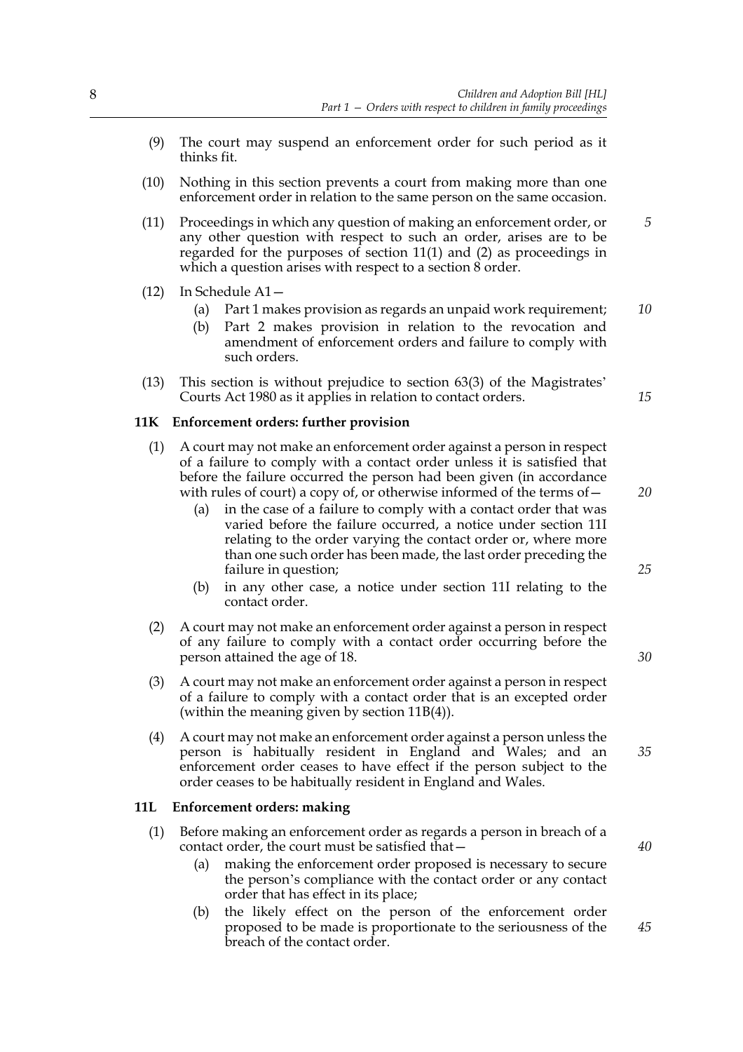(9) The court may suspend an enforcement order for such period as it thinks fit.

(10) Nothing in this section prevents a court from making more than one enforcement order in relation to the same person on the same occasion.

(11) Proceedings in which any question of making an enforcement order, or any other question with respect to such an order, arises are to be regarded for the purposes of section 11(1) and (2) as proceedings in which a question arises with respect to a section 8 order.

(12) In Schedule A1—

- (a) Part 1 makes provision as regards an unpaid work requirement;
- (b) Part 2 makes provision in relation to the revocation and amendment of enforcement orders and failure to comply with such orders.

(13) This section is without prejudice to section 63(3) of the Magistrates' Courts Act 1980 as it applies in relation to contact orders.

### 11K Enforcement orders: further provision

(1) A court may not make an enforcement order against a person in respect of a failure to comply with a contact order unless it is satisfied that before the failure occurred the person had been given (in accordance with rules of court) a copy of, or otherwise informed of the terms of—

- (a) in the case of a failure to comply with a contact order that was varied before the failure occurred, a notice under section 11I relating to the order varying the contact order or, where more than one such order has been made, the last order preceding the failure in question;
- (b) in any other case, a notice under section 11I relating to the contact order.

(2) A court may not make an enforcement order against a person in respect of any failure to comply with a contact order occurring before the person attained the age of 18.

(3) A court may not make an enforcement order against a person in respect of a failure to comply with a contact order that is an excepted order (within the meaning given by section 11B(4)).

(4) A court may not make an enforcement order against a person unless the person is habitually resident in England and Wales; and an enforcement order ceases to have effect if the person subject to the order ceases to be habitually resident in England and Wales.

### 11L Enforcement orders: making

(1) Before making an enforcement order as regards a person in breach of a contact order, the court must be satisfied that—

- (a) making the enforcement order proposed is necessary to secure the person's compliance with the contact order or any contact order that has effect in its place;
- (b) the likely effect on the person of the enforcement order proposed to be made is proportionate to the seriousness of the breach of the contact order.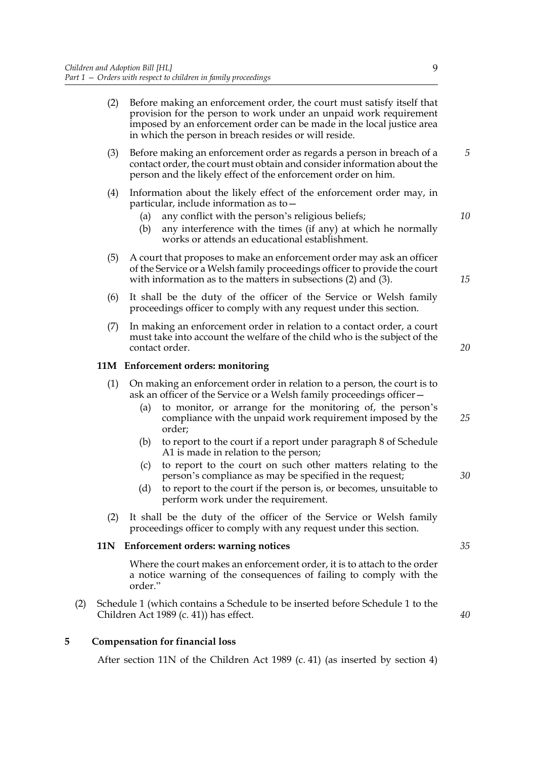(2) Before making an enforcement order, the court must satisfy itself that provision for the person to work under an unpaid work requirement imposed by an enforcement order can be made in the local justice area in which the person in breach resides or will reside.

(3) Before making an enforcement order as regards a person in breach of a contact order, the court must obtain and consider information about the person and the likely effect of the enforcement order on him.

(4) Information about the likely effect of the enforcement order may, in particular, include information as to—

- (a) any conflict with the person's religious beliefs;
- (b) any interference with the times (if any) at which he normally works or attends an educational establishment.

(5) A court that proposes to make an enforcement order may ask an officer of the Service or a Welsh family proceedings officer to provide the court with information as to the matters in subsections (2) and (3).

(6) It shall be the duty of the officer of the Service or Welsh family proceedings officer to comply with any request under this section.

(7) In making an enforcement order in relation to a contact order, a court must take into account the welfare of the child who is the subject of the contact order.

**11M Enforcement orders: monitoring**

(1) On making an enforcement order in relation to a person, the court is to ask an officer of the Service or a Welsh family proceedings officer—

- (a) to monitor, or arrange for the monitoring of, the person's compliance with the unpaid work requirement imposed by the order;
- (b) to report to the court if a report under paragraph 8 of Schedule A1 is made in relation to the person;
- (c) to report to the court on such other matters relating to the person's compliance as may be specified in the request;
- (d) to report to the court if the person is, or becomes, unsuitable to perform work under the requirement.

(2) It shall be the duty of the officer of the Service or Welsh family proceedings officer to comply with any request under this section.

**11N Enforcement orders: warning notices**

Where the court makes an enforcement order, it is to attach to the order a notice warning of the consequences of failing to comply with the order."

(2) Schedule 1 (which contains a Schedule to be inserted before Schedule 1 to the Children Act 1989 (c. 41)) has effect.

**5 Compensation for financial loss**

After section 11N of the Children Act 1989 (c. 41) (as inserted by section 4)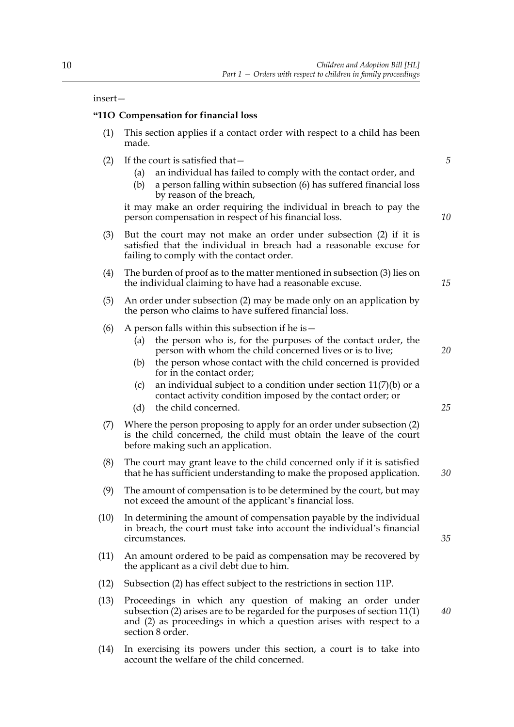insert—

**"11O Compensation for financial loss**

(1) This section applies if a contact order with respect to a child has been made.

(2) If the court is satisfied that—

  (a) an individual has failed to comply with the contact order, and

  (b) a person falling within subsection (6) has suffered financial loss by reason of the breach,

it may make an order requiring the individual in breach to pay the person compensation in respect of his financial loss.

(3) But the court may not make an order under subsection (2) if it is satisfied that the individual in breach had a reasonable excuse for failing to comply with the contact order.

(4) The burden of proof as to the matter mentioned in subsection (3) lies on the individual claiming to have had a reasonable excuse.

(5) An order under subsection (2) may be made only on an application by the person who claims to have suffered financial loss.

(6) A person falls within this subsection if he is—

  (a) the person who is, for the purposes of the contact order, the person with whom the child concerned lives or is to live;

  (b) the person whose contact with the child concerned is provided for in the contact order;

  (c) an individual subject to a condition under section 11(7)(b) or a contact activity condition imposed by the contact order; or

  (d) the child concerned.

(7) Where the person proposing to apply for an order under subsection (2) is the child concerned, the child must obtain the leave of the court before making such an application.

(8) The court may grant leave to the child concerned only if it is satisfied that he has sufficient understanding to make the proposed application.

(9) The amount of compensation is to be determined by the court, but may not exceed the amount of the applicant's financial loss.

(10) In determining the amount of compensation payable by the individual in breach, the court must take into account the individual's financial circumstances.

(11) An amount ordered to be paid as compensation may be recovered by the applicant as a civil debt due to him.

(12) Subsection (2) has effect subject to the restrictions in section 11P.

(13) Proceedings in which any question of making an order under subsection (2) arises are to be regarded for the purposes of section 11(1) and (2) as proceedings in which a question arises with respect to a section 8 order.

(14) In exercising its powers under this section, a court is to take into account the welfare of the child concerned.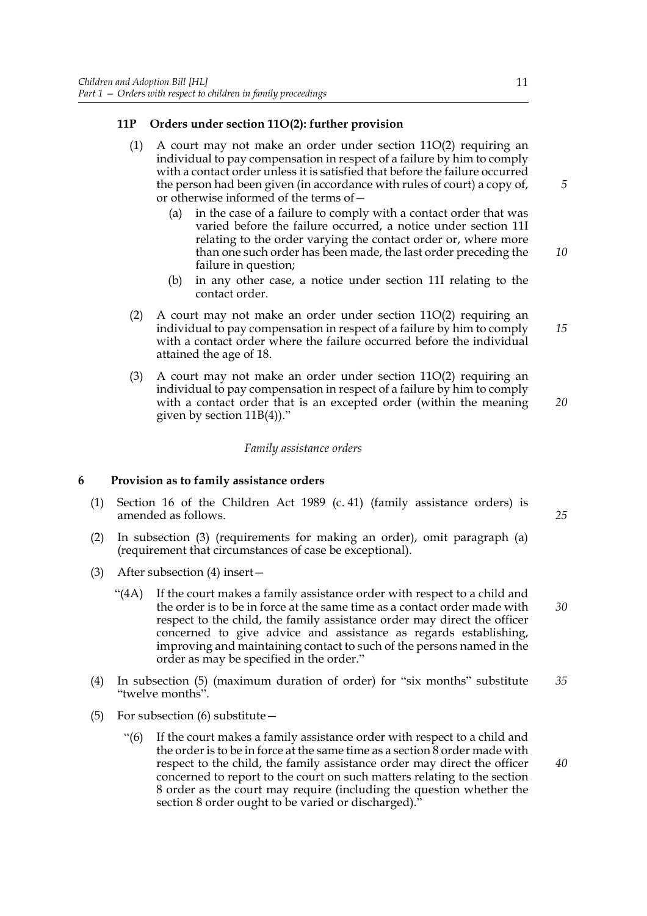### 11P Orders under section 11O(2): further provision

(1) A court may not make an order under section 11O(2) requiring an individual to pay compensation in respect of a failure by him to comply with a contact order unless it is satisfied that before the failure occurred the person had been given (in accordance with rules of court) a copy of, or otherwise informed of the terms of—

(a) in the case of a failure to comply with a contact order that was varied before the failure occurred, a notice under section 11I relating to the order varying the contact order or, where more than one such order has been made, the last order preceding the failure in question;

(b) in any other case, a notice under section 11I relating to the contact order.

(2) A court may not make an order under section 11O(2) requiring an individual to pay compensation in respect of a failure by him to comply with a contact order where the failure occurred before the individual attained the age of 18.

(3) A court may not make an order under section 11O(2) requiring an individual to pay compensation in respect of a failure by him to comply with a contact order that is an excepted order (within the meaning given by section 11B(4))."

*Family assistance orders*

## 6 Provision as to family assistance orders

(1) Section 16 of the Children Act 1989 (c. 41) (family assistance orders) is amended as follows.

(2) In subsection (3) (requirements for making an order), omit paragraph (a) (requirement that circumstances of case be exceptional).

(3) After subsection (4) insert—

"(4A) If the court makes a family assistance order with respect to a child and the order is to be in force at the same time as a contact order made with respect to the child, the family assistance order may direct the officer concerned to give advice and assistance as regards establishing, improving and maintaining contact to such of the persons named in the order as may be specified in the order."

(4) In subsection (5) (maximum duration of order) for "six months" substitute "twelve months".

(5) For subsection (6) substitute—

"(6) If the court makes a family assistance order with respect to a child and the order is to be in force at the same time as a section 8 order made with respect to the child, the family assistance order may direct the officer concerned to report to the court on such matters relating to the section 8 order as the court may require (including the question whether the section 8 order ought to be varied or discharged)."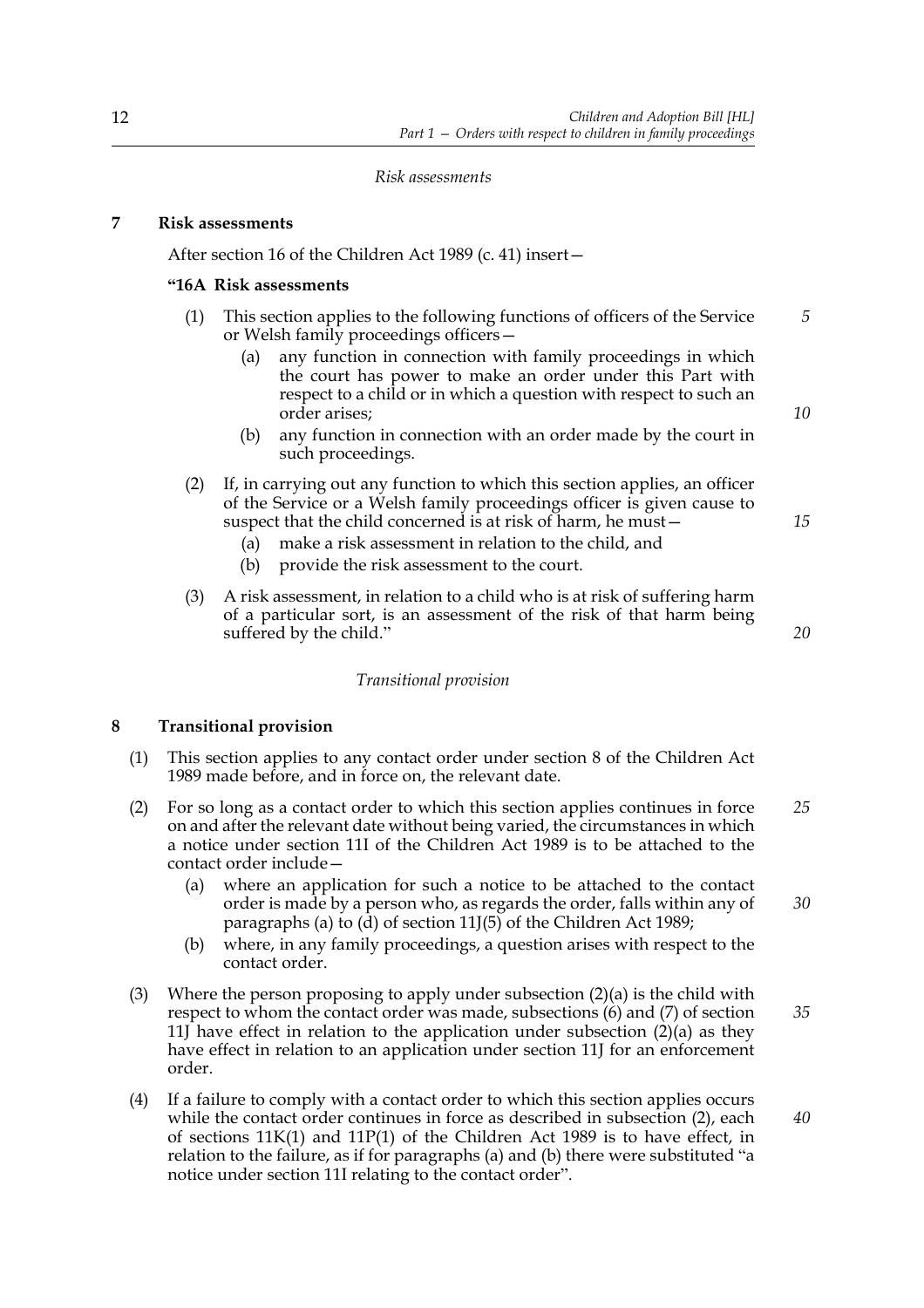*Risk assessments*

**7 Risk assessments**

After section 16 of the Children Act 1989 (c. 41) insert—

**"16A Risk assessments**

(1) This section applies to the following functions of officers of the Service or Welsh family proceedings officers—

(a) any function in connection with family proceedings in which the court has power to make an order under this Part with respect to a child or in which a question with respect to such an order arises;

(b) any function in connection with an order made by the court in such proceedings.

(2) If, in carrying out any function to which this section applies, an officer of the Service or a Welsh family proceedings officer is given cause to suspect that the child concerned is at risk of harm, he must—

(a) make a risk assessment in relation to the child, and

(b) provide the risk assessment to the court.

(3) A risk assessment, in relation to a child who is at risk of suffering harm of a particular sort, is an assessment of the risk of that harm being suffered by the child."

*Transitional provision*

**8 Transitional provision**

(1) This section applies to any contact order under section 8 of the Children Act 1989 made before, and in force on, the relevant date.

(2) For so long as a contact order to which this section applies continues in force on and after the relevant date without being varied, the circumstances in which a notice under section 11I of the Children Act 1989 is to be attached to the contact order include—

(a) where an application for such a notice to be attached to the contact order is made by a person who, as regards the order, falls within any of paragraphs (a) to (d) of section 11J(5) of the Children Act 1989;

(b) where, in any family proceedings, a question arises with respect to the contact order.

(3) Where the person proposing to apply under subsection (2)(a) is the child with respect to whom the contact order was made, subsections (6) and (7) of section 11J have effect in relation to the application under subsection (2)(a) as they have effect in relation to an application under section 11J for an enforcement order.

(4) If a failure to comply with a contact order to which this section applies occurs while the contact order continues in force as described in subsection (2), each of sections 11K(1) and 11P(1) of the Children Act 1989 is to have effect, in relation to the failure, as if for paragraphs (a) and (b) there were substituted "a notice under section 11I relating to the contact order".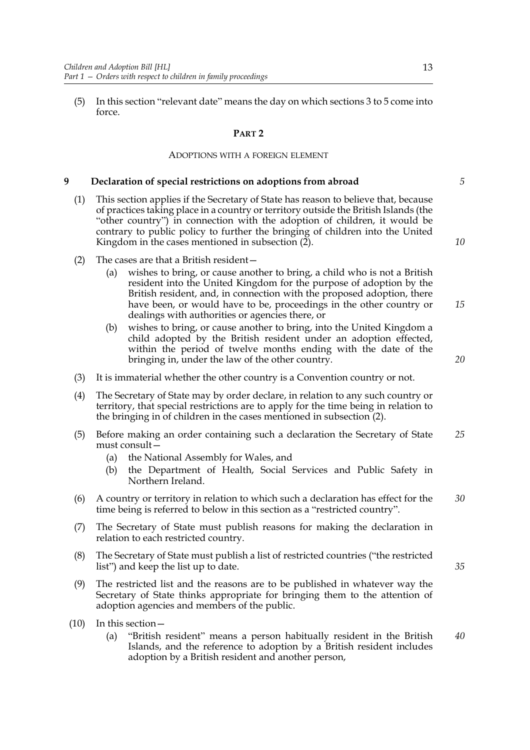(5) In this section "relevant date" means the day on which sections 3 to 5 come into force.

## PART 2

### ADOPTIONS WITH A FOREIGN ELEMENT

**9 Declaration of special restrictions on adoptions from abroad**

(1) This section applies if the Secretary of State has reason to believe that, because of practices taking place in a country or territory outside the British Islands (the "other country") in connection with the adoption of children, it would be contrary to public policy to further the bringing of children into the United Kingdom in the cases mentioned in subsection (2).

(2) The cases are that a British resident—

(a) wishes to bring, or cause another to bring, a child who is not a British resident into the United Kingdom for the purpose of adoption by the British resident, and, in connection with the proposed adoption, there have been, or would have to be, proceedings in the other country or dealings with authorities or agencies there, or

(b) wishes to bring, or cause another to bring, into the United Kingdom a child adopted by the British resident under an adoption effected, within the period of twelve months ending with the date of the bringing in, under the law of the other country.

(3) It is immaterial whether the other country is a Convention country or not.

(4) The Secretary of State may by order declare, in relation to any such country or territory, that special restrictions are to apply for the time being in relation to the bringing in of children in the cases mentioned in subsection (2).

(5) Before making an order containing such a declaration the Secretary of State must consult—

(a) the National Assembly for Wales, and

(b) the Department of Health, Social Services and Public Safety in Northern Ireland.

(6) A country or territory in relation to which such a declaration has effect for the time being is referred to below in this section as a "restricted country".

(7) The Secretary of State must publish reasons for making the declaration in relation to each restricted country.

(8) The Secretary of State must publish a list of restricted countries ("the restricted list") and keep the list up to date.

(9) The restricted list and the reasons are to be published in whatever way the Secretary of State thinks appropriate for bringing them to the attention of adoption agencies and members of the public.

(10) In this section—

(a) "British resident" means a person habitually resident in the British Islands, and the reference to adoption by a British resident includes adoption by a British resident and another person,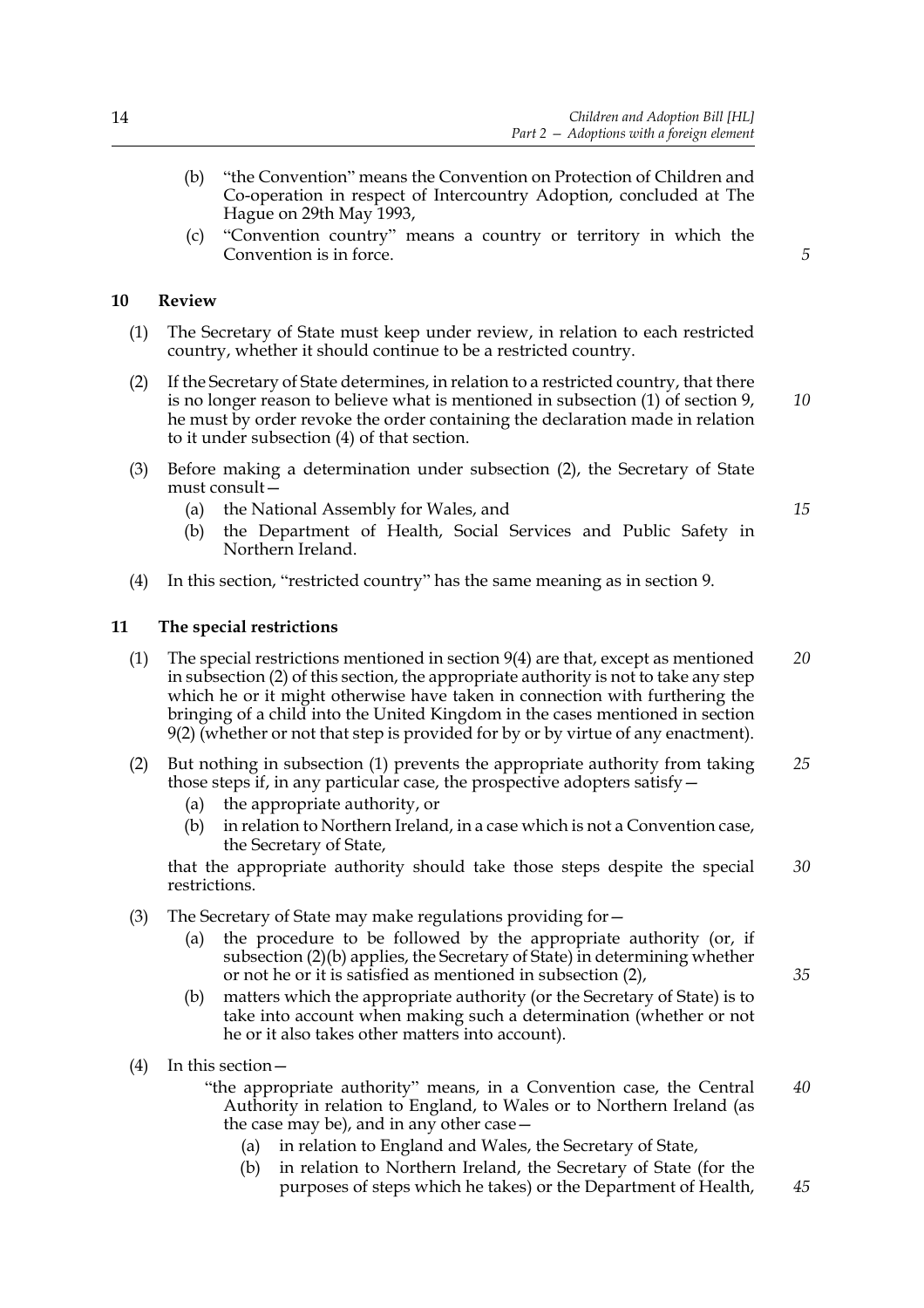(b) "the Convention" means the Convention on Protection of Children and Co-operation in respect of Intercountry Adoption, concluded at The Hague on 29th May 1993,

(c) "Convention country" means a country or territory in which the Convention is in force.

## 10 Review

(1) The Secretary of State must keep under review, in relation to each restricted country, whether it should continue to be a restricted country.

(2) If the Secretary of State determines, in relation to a restricted country, that there is no longer reason to believe what is mentioned in subsection (1) of section 9, he must by order revoke the order containing the declaration made in relation to it under subsection (4) of that section.

(3) Before making a determination under subsection (2), the Secretary of State must consult—

(a) the National Assembly for Wales, and

(b) the Department of Health, Social Services and Public Safety in Northern Ireland.

(4) In this section, "restricted country" has the same meaning as in section 9.

## 11 The special restrictions

(1) The special restrictions mentioned in section 9(4) are that, except as mentioned in subsection (2) of this section, the appropriate authority is not to take any step which he or it might otherwise have taken in connection with furthering the bringing of a child into the United Kingdom in the cases mentioned in section 9(2) (whether or not that step is provided for by or by virtue of any enactment).

(2) But nothing in subsection (1) prevents the appropriate authority from taking those steps if, in any particular case, the prospective adopters satisfy—

(a) the appropriate authority, or

(b) in relation to Northern Ireland, in a case which is not a Convention case, the Secretary of State,

that the appropriate authority should take those steps despite the special restrictions.

(3) The Secretary of State may make regulations providing for—

(a) the procedure to be followed by the appropriate authority (or, if subsection (2)(b) applies, the Secretary of State) in determining whether or not he or it is satisfied as mentioned in subsection (2),

(b) matters which the appropriate authority (or the Secretary of State) is to take into account when making such a determination (whether or not he or it also takes other matters into account).

(4) In this section—

"the appropriate authority" means, in a Convention case, the Central Authority in relation to England, to Wales or to Northern Ireland (as the case may be), and in any other case—

(a) in relation to England and Wales, the Secretary of State,

(b) in relation to Northern Ireland, the Secretary of State (for the purposes of steps which he takes) or the Department of Health,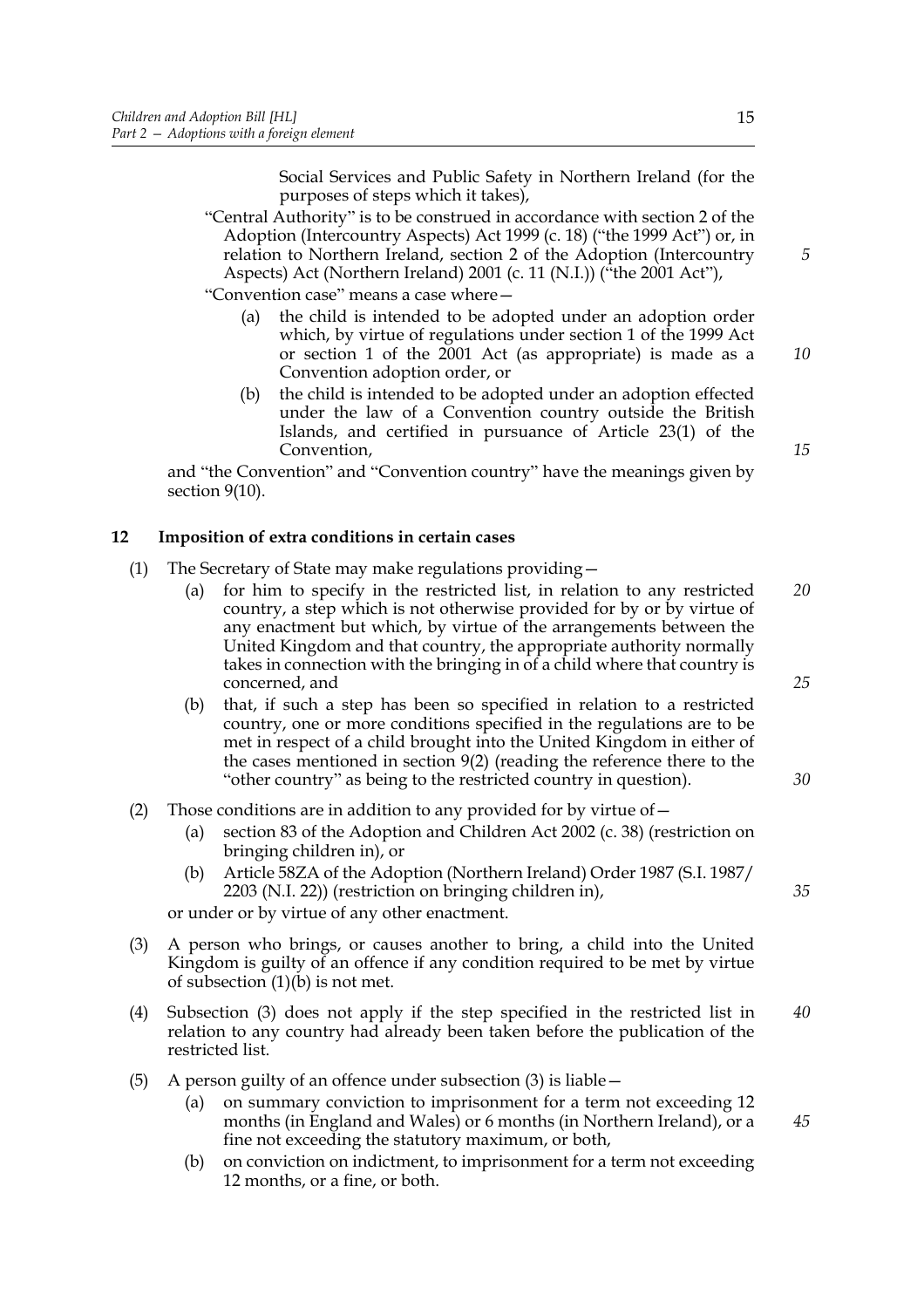Social Services and Public Safety in Northern Ireland (for the purposes of steps which it takes),

"Central Authority" is to be construed in accordance with section 2 of the Adoption (Intercountry Aspects) Act 1999 (c. 18) ("the 1999 Act") or, in relation to Northern Ireland, section 2 of the Adoption (Intercountry Aspects) Act (Northern Ireland) 2001 (c. 11 (N.I.)) ("the 2001 Act"),

"Convention case" means a case where—

- (a) the child is intended to be adopted under an adoption order which, by virtue of regulations under section 1 of the 1999 Act or section 1 of the 2001 Act (as appropriate) is made as a Convention adoption order, or
- (b) the child is intended to be adopted under an adoption effected under the law of a Convention country outside the British Islands, and certified in pursuance of Article 23(1) of the Convention,

and "the Convention" and "Convention country" have the meanings given by section 9(10).

## 12 Imposition of extra conditions in certain cases

(1) The Secretary of State may make regulations providing—

- (a) for him to specify in the restricted list, in relation to any restricted country, a step which is not otherwise provided for by or by virtue of any enactment but which, by virtue of the arrangements between the United Kingdom and that country, the appropriate authority normally takes in connection with the bringing in of a child where that country is concerned, and
- (b) that, if such a step has been so specified in relation to a restricted country, one or more conditions specified in the regulations are to be met in respect of a child brought into the United Kingdom in either of the cases mentioned in section 9(2) (reading the reference there to the "other country" as being to the restricted country in question).

(2) Those conditions are in addition to any provided for by virtue of—

- (a) section 83 of the Adoption and Children Act 2002 (c. 38) (restriction on bringing children in), or
- (b) Article 58ZA of the Adoption (Northern Ireland) Order 1987 (S.I. 1987/2203 (N.I. 22)) (restriction on bringing children in),

or under or by virtue of any other enactment.

(3) A person who brings, or causes another to bring, a child into the United Kingdom is guilty of an offence if any condition required to be met by virtue of subsection (1)(b) is not met.

(4) Subsection (3) does not apply if the step specified in the restricted list in relation to any country had already been taken before the publication of the restricted list.

(5) A person guilty of an offence under subsection (3) is liable—

- (a) on summary conviction to imprisonment for a term not exceeding 12 months (in England and Wales) or 6 months (in Northern Ireland), or a fine not exceeding the statutory maximum, or both,
- (b) on conviction on indictment, to imprisonment for a term not exceeding 12 months, or a fine, or both.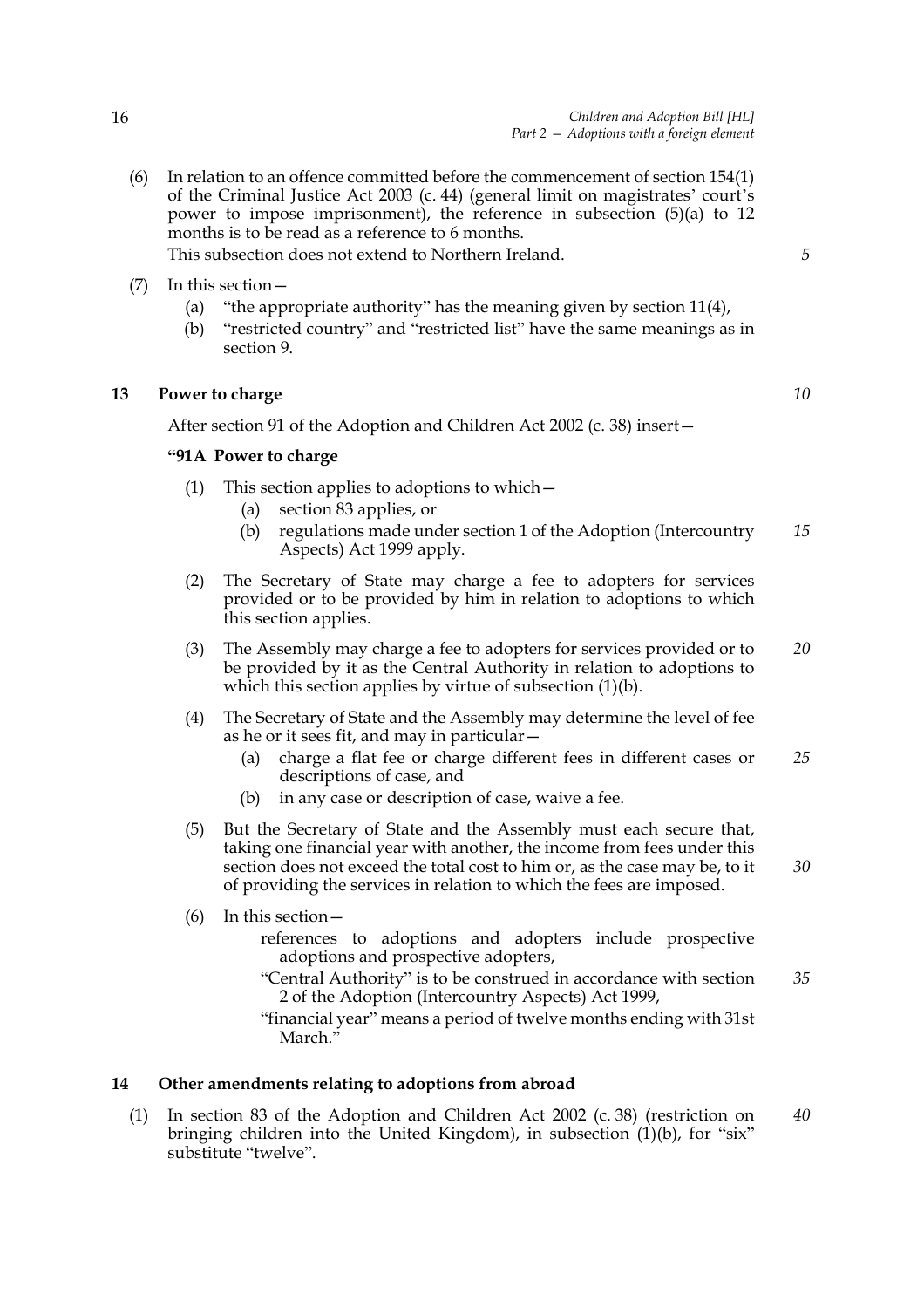(6) In relation to an offence committed before the commencement of section 154(1) of the Criminal Justice Act 2003 (c. 44) (general limit on magistrates' court's power to impose imprisonment), the reference in subsection (5)(a) to 12 months is to be read as a reference to 6 months.

This subsection does not extend to Northern Ireland.

(7) In this section—

(a) "the appropriate authority" has the meaning given by section 11(4),

(b) "restricted country" and "restricted list" have the same meanings as in section 9.

## 13 Power to charge

After section 91 of the Adoption and Children Act 2002 (c. 38) insert—

### "91A Power to charge

(1) This section applies to adoptions to which—

(a) section 83 applies, or

(b) regulations made under section 1 of the Adoption (Intercountry Aspects) Act 1999 apply.

(2) The Secretary of State may charge a fee to adopters for services provided or to be provided by him in relation to adoptions to which this section applies.

(3) The Assembly may charge a fee to adopters for services provided or to be provided by it as the Central Authority in relation to adoptions to which this section applies by virtue of subsection (1)(b).

(4) The Secretary of State and the Assembly may determine the level of fee as he or it sees fit, and may in particular—

(a) charge a flat fee or charge different fees in different cases or descriptions of case, and

(b) in any case or description of case, waive a fee.

(5) But the Secretary of State and the Assembly must each secure that, taking one financial year with another, the income from fees under this section does not exceed the total cost to him or, as the case may be, to it of providing the services in relation to which the fees are imposed.

(6) In this section—

references to adoptions and adopters include prospective adoptions and prospective adopters,

"Central Authority" is to be construed in accordance with section 2 of the Adoption (Intercountry Aspects) Act 1999,

"financial year" means a period of twelve months ending with 31st March."

## 14 Other amendments relating to adoptions from abroad

(1) In section 83 of the Adoption and Children Act 2002 (c. 38) (restriction on bringing children into the United Kingdom), in subsection (1)(b), for "six" substitute "twelve".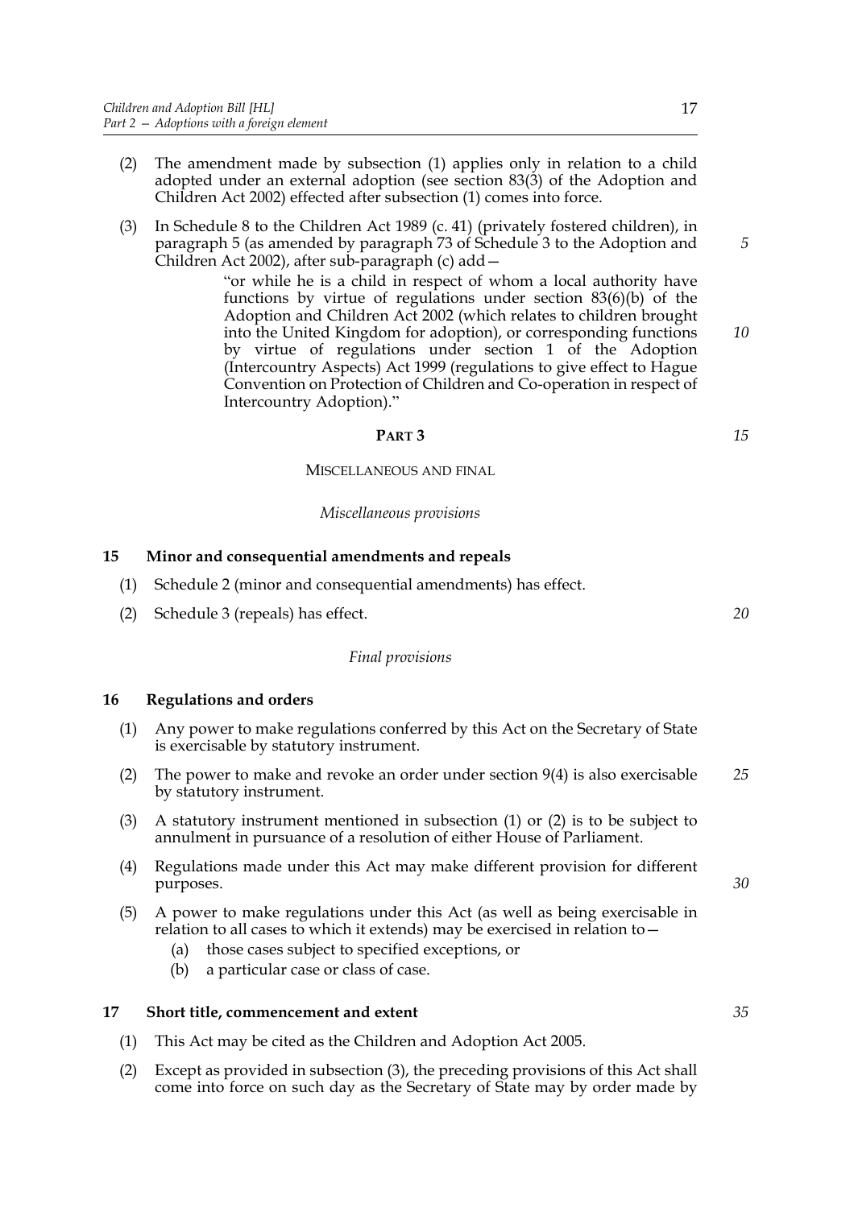(2) The amendment made by subsection (1) applies only in relation to a child adopted under an external adoption (see section 83(3) of the Adoption and Children Act 2002) effected after subsection (1) comes into force.

(3) In Schedule 8 to the Children Act 1989 (c. 41) (privately fostered children), in paragraph 5 (as amended by paragraph 73 of Schedule 3 to the Adoption and Children Act 2002), after sub-paragraph (c) add—

> "or while he is a child in respect of whom a local authority have functions by virtue of regulations under section 83(6)(b) of the Adoption and Children Act 2002 (which relates to children brought into the United Kingdom for adoption), or corresponding functions by virtue of regulations under section 1 of the Adoption (Intercountry Aspects) Act 1999 (regulations to give effect to Hague Convention on Protection of Children and Co-operation in respect of Intercountry Adoption)."

## PART 3

### MISCELLANEOUS AND FINAL

*Miscellaneous provisions*

**15 Minor and consequential amendments and repeals**

(1) Schedule 2 (minor and consequential amendments) has effect.

(2) Schedule 3 (repeals) has effect.

*Final provisions*

**16 Regulations and orders**

(1) Any power to make regulations conferred by this Act on the Secretary of State is exercisable by statutory instrument.

(2) The power to make and revoke an order under section 9(4) is also exercisable by statutory instrument.

(3) A statutory instrument mentioned in subsection (1) or (2) is to be subject to annulment in pursuance of a resolution of either House of Parliament.

(4) Regulations made under this Act may make different provision for different purposes.

(5) A power to make regulations under this Act (as well as being exercisable in relation to all cases to which it extends) may be exercised in relation to—

- (a) those cases subject to specified exceptions, or
- (b) a particular case or class of case.

**17 Short title, commencement and extent**

(1) This Act may be cited as the Children and Adoption Act 2005.

(2) Except as provided in subsection (3), the preceding provisions of this Act shall come into force on such day as the Secretary of State may by order made by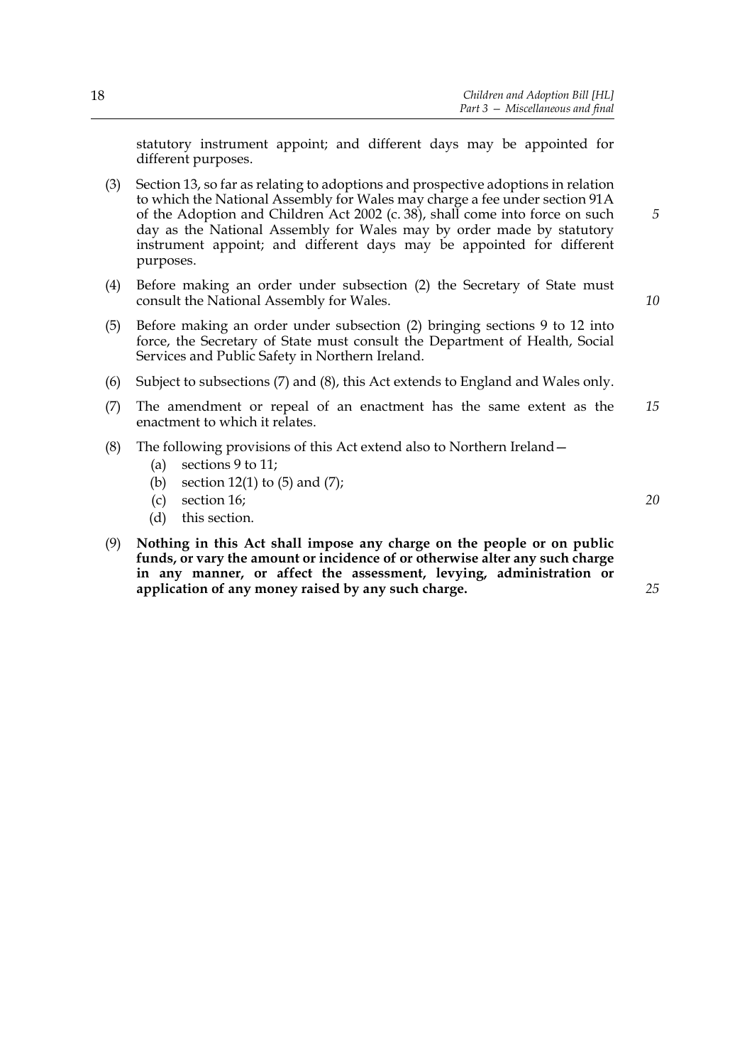statutory instrument appoint; and different days may be appointed for different purposes.

(3) Section 13, so far as relating to adoptions and prospective adoptions in relation to which the National Assembly for Wales may charge a fee under section 91A of the Adoption and Children Act 2002 (c. 38), shall come into force on such day as the National Assembly for Wales may by order made by statutory instrument appoint; and different days may be appointed for different purposes.

(4) Before making an order under subsection (2) the Secretary of State must consult the National Assembly for Wales.

(5) Before making an order under subsection (2) bringing sections 9 to 12 into force, the Secretary of State must consult the Department of Health, Social Services and Public Safety in Northern Ireland.

(6) Subject to subsections (7) and (8), this Act extends to England and Wales only.

(7) The amendment or repeal of an enactment has the same extent as the enactment to which it relates.

(8) The following provisions of this Act extend also to Northern Ireland—

(a) sections 9 to 11;

(b) section 12(1) to (5) and (7);

(c) section 16;

(d) this section.

(9) **Nothing in this Act shall impose any charge on the people or on public funds, or vary the amount or incidence of or otherwise alter any such charge in any manner, or affect the assessment, levying, administration or application of any money raised by any such charge.**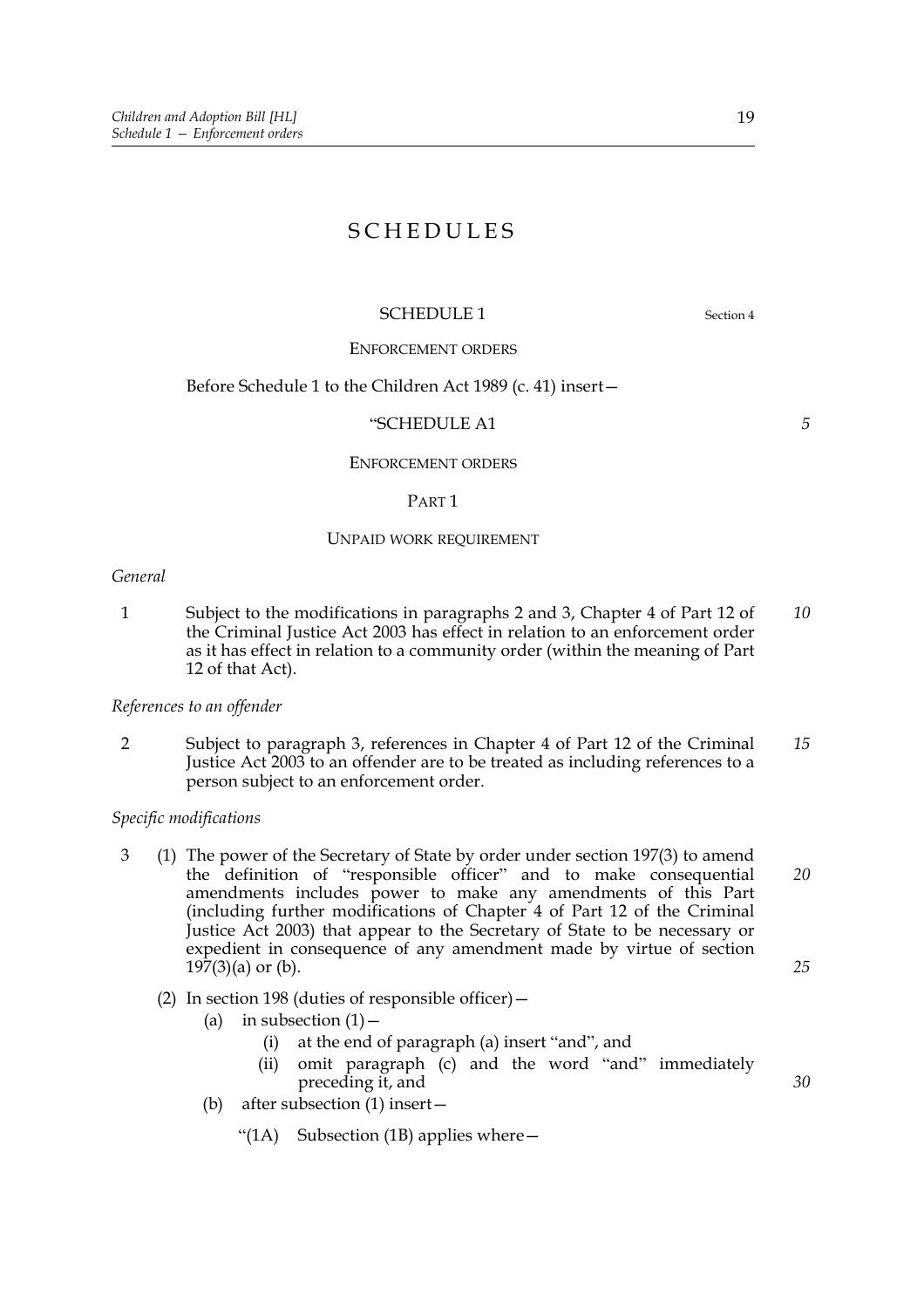# SCHEDULES

## SCHEDULE 1

Section 4

ENFORCEMENT ORDERS

Before Schedule 1 to the Children Act 1989 (c. 41) insert—

"SCHEDULE A1

ENFORCEMENT ORDERS

PART 1

UNPAID WORK REQUIREMENT

*General*

1 Subject to the modifications in paragraphs 2 and 3, Chapter 4 of Part 12 of the Criminal Justice Act 2003 has effect in relation to an enforcement order as it has effect in relation to a community order (within the meaning of Part 12 of that Act).

*References to an offender*

2 Subject to paragraph 3, references in Chapter 4 of Part 12 of the Criminal Justice Act 2003 to an offender are to be treated as including references to a person subject to an enforcement order.

*Specific modifications*

3 (1) The power of the Secretary of State by order under section 197(3) to amend the definition of "responsible officer" and to make consequential amendments includes power to make any amendments of this Part (including further modifications of Chapter 4 of Part 12 of the Criminal Justice Act 2003) that appear to the Secretary of State to be necessary or expedient in consequence of any amendment made by virtue of section 197(3)(a) or (b).

(2) In section 198 (duties of responsible officer)—

(a) in subsection (1)—

(i) at the end of paragraph (a) insert "and", and

(ii) omit paragraph (c) and the word "and" immediately preceding it, and

(b) after subsection (1) insert—

"(1A) Subsection (1B) applies where—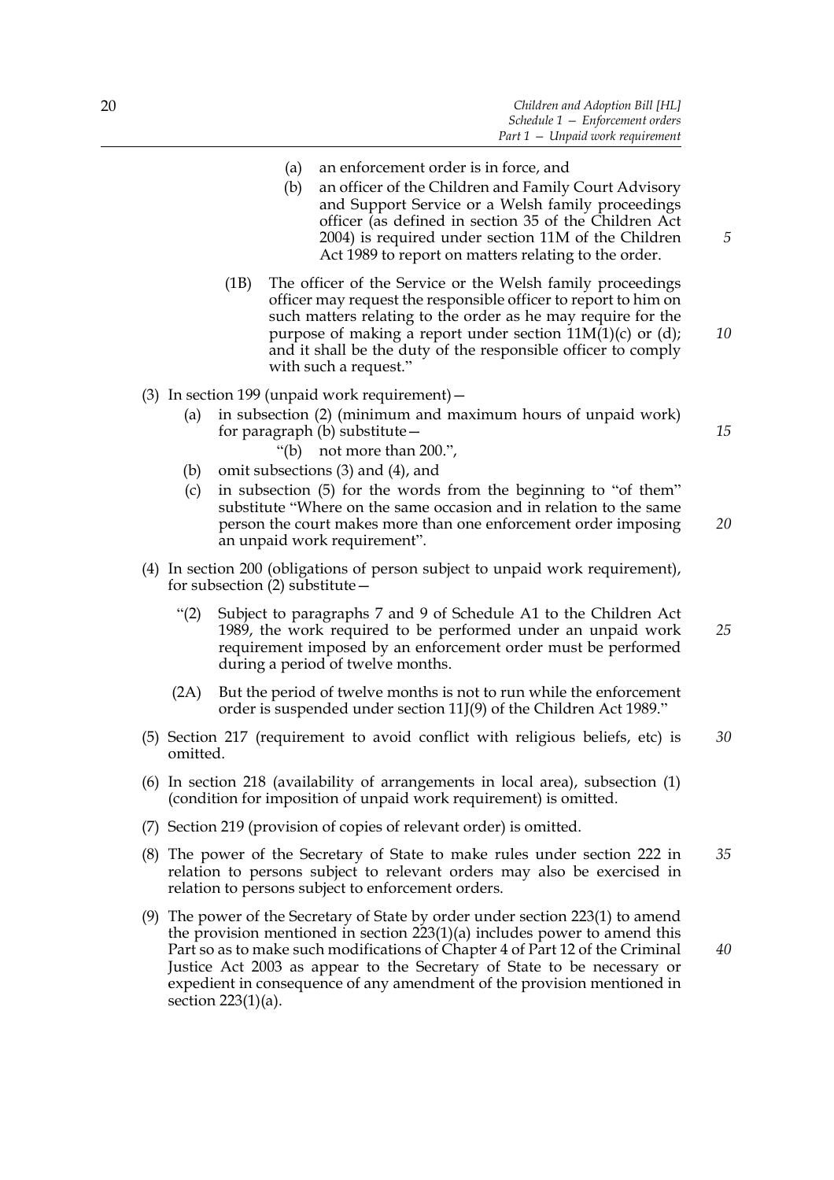(a) an enforcement order is in force, and

(b) an officer of the Children and Family Court Advisory and Support Service or a Welsh family proceedings officer (as defined in section 35 of the Children Act 2004) is required under section 11M of the Children Act 1989 to report on matters relating to the order.

(1B) The officer of the Service or the Welsh family proceedings officer may request the responsible officer to report to him on such matters relating to the order as he may require for the purpose of making a report under section 11M(1)(c) or (d); and it shall be the duty of the responsible officer to comply with such a request."

(3) In section 199 (unpaid work requirement)—

(a) in subsection (2) (minimum and maximum hours of unpaid work) for paragraph (b) substitute—

"(b) not more than 200.",

(b) omit subsections (3) and (4), and

(c) in subsection (5) for the words from the beginning to "of them" substitute "Where on the same occasion and in relation to the same person the court makes more than one enforcement order imposing an unpaid work requirement".

(4) In section 200 (obligations of person subject to unpaid work requirement), for subsection (2) substitute—

"(2) Subject to paragraphs 7 and 9 of Schedule A1 to the Children Act 1989, the work required to be performed under an unpaid work requirement imposed by an enforcement order must be performed during a period of twelve months.

(2A) But the period of twelve months is not to run while the enforcement order is suspended under section 11J(9) of the Children Act 1989."

(5) Section 217 (requirement to avoid conflict with religious beliefs, etc) is omitted.

(6) In section 218 (availability of arrangements in local area), subsection (1) (condition for imposition of unpaid work requirement) is omitted.

(7) Section 219 (provision of copies of relevant order) is omitted.

(8) The power of the Secretary of State to make rules under section 222 in relation to persons subject to relevant orders may also be exercised in relation to persons subject to enforcement orders.

(9) The power of the Secretary of State by order under section 223(1) to amend the provision mentioned in section 223(1)(a) includes power to amend this Part so as to make such modifications of Chapter 4 of Part 12 of the Criminal Justice Act 2003 as appear to the Secretary of State to be necessary or expedient in consequence of any amendment of the provision mentioned in section 223(1)(a).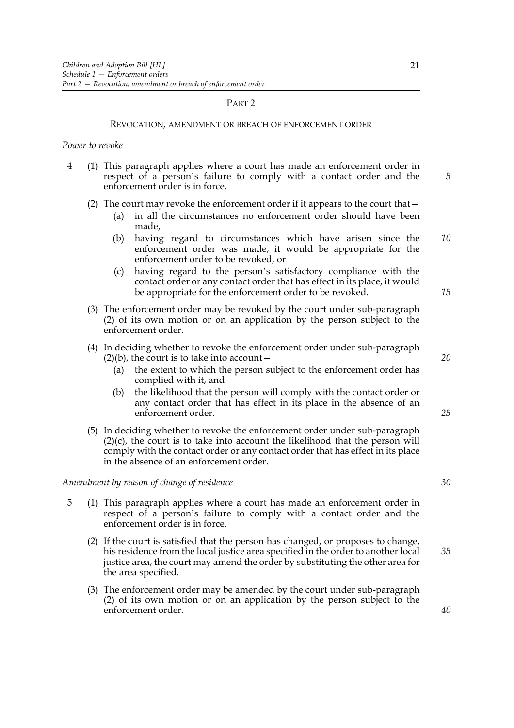## PART 2

### REVOCATION, AMENDMENT OR BREACH OF ENFORCEMENT ORDER

*Power to revoke*

4 (1) This paragraph applies where a court has made an enforcement order in respect of a person's failure to comply with a contact order and the enforcement order is in force.

(2) The court may revoke the enforcement order if it appears to the court that—

- (a) in all the circumstances no enforcement order should have been made,
- (b) having regard to circumstances which have arisen since the enforcement order was made, it would be appropriate for the enforcement order to be revoked, or
- (c) having regard to the person's satisfactory compliance with the contact order or any contact order that has effect in its place, it would be appropriate for the enforcement order to be revoked.

(3) The enforcement order may be revoked by the court under sub-paragraph (2) of its own motion or on an application by the person subject to the enforcement order.

(4) In deciding whether to revoke the enforcement order under sub-paragraph (2)(b), the court is to take into account—

- (a) the extent to which the person subject to the enforcement order has complied with it, and
- (b) the likelihood that the person will comply with the contact order or any contact order that has effect in its place in the absence of an enforcement order.

(5) In deciding whether to revoke the enforcement order under sub-paragraph (2)(c), the court is to take into account the likelihood that the person will comply with the contact order or any contact order that has effect in its place in the absence of an enforcement order.

*Amendment by reason of change of residence*

5 (1) This paragraph applies where a court has made an enforcement order in respect of a person's failure to comply with a contact order and the enforcement order is in force.

(2) If the court is satisfied that the person has changed, or proposes to change, his residence from the local justice area specified in the order to another local justice area, the court may amend the order by substituting the other area for the area specified.

(3) The enforcement order may be amended by the court under sub-paragraph (2) of its own motion or on an application by the person subject to the enforcement order.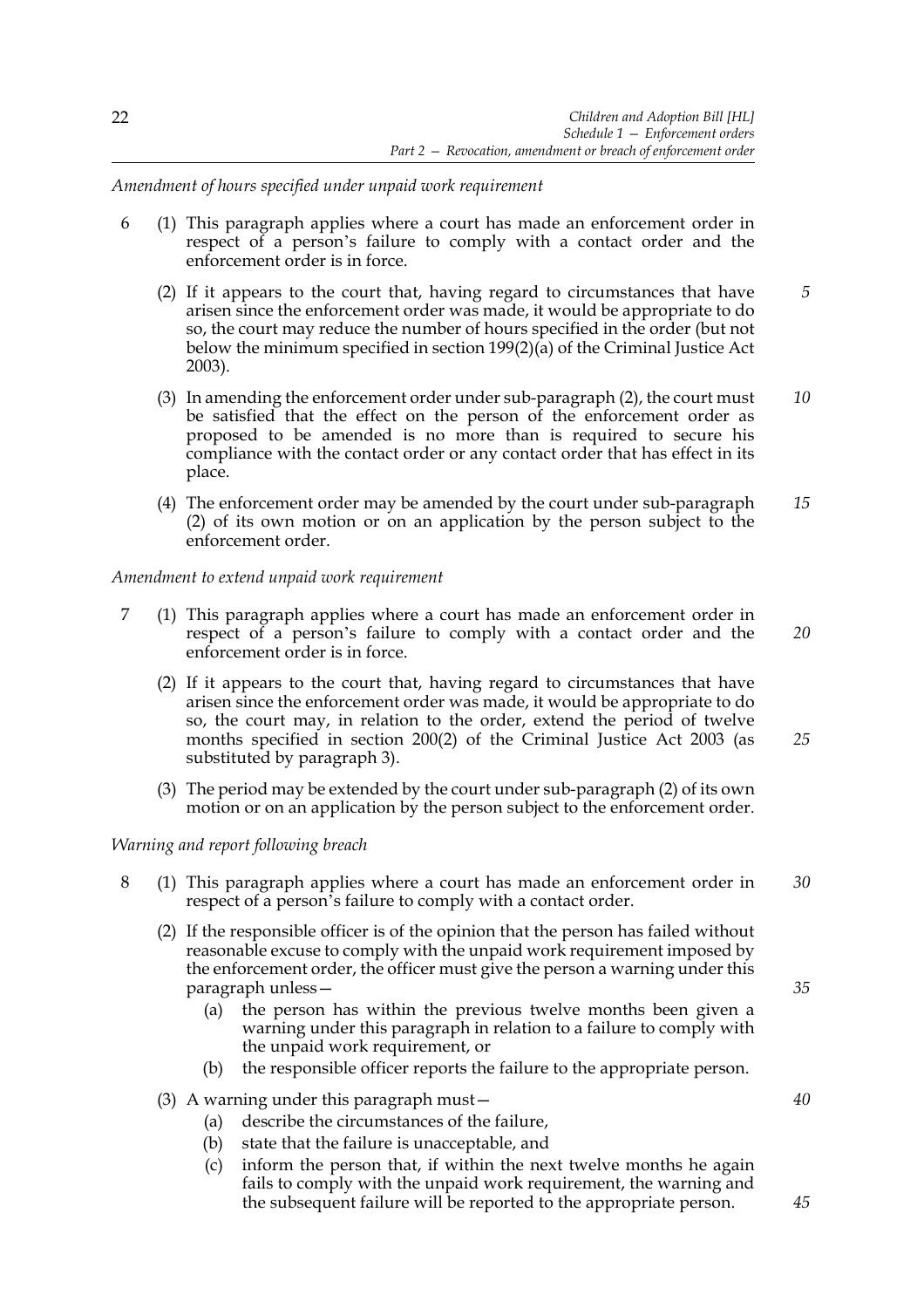*Amendment of hours specified under unpaid work requirement*

6 (1) This paragraph applies where a court has made an enforcement order in respect of a person's failure to comply with a contact order and the enforcement order is in force.

(2) If it appears to the court that, having regard to circumstances that have arisen since the enforcement order was made, it would be appropriate to do so, the court may reduce the number of hours specified in the order (but not below the minimum specified in section 199(2)(a) of the Criminal Justice Act 2003).

(3) In amending the enforcement order under sub-paragraph (2), the court must be satisfied that the effect on the person of the enforcement order as proposed to be amended is no more than is required to secure his compliance with the contact order or any contact order that has effect in its place.

(4) The enforcement order may be amended by the court under sub-paragraph (2) of its own motion or on an application by the person subject to the enforcement order.

*Amendment to extend unpaid work requirement*

7 (1) This paragraph applies where a court has made an enforcement order in respect of a person's failure to comply with a contact order and the enforcement order is in force.

(2) If it appears to the court that, having regard to circumstances that have arisen since the enforcement order was made, it would be appropriate to do so, the court may, in relation to the order, extend the period of twelve months specified in section 200(2) of the Criminal Justice Act 2003 (as substituted by paragraph 3).

(3) The period may be extended by the court under sub-paragraph (2) of its own motion or on an application by the person subject to the enforcement order.

*Warning and report following breach*

8 (1) This paragraph applies where a court has made an enforcement order in respect of a person's failure to comply with a contact order.

(2) If the responsible officer is of the opinion that the person has failed without reasonable excuse to comply with the unpaid work requirement imposed by the enforcement order, the officer must give the person a warning under this paragraph unless—

(a) the person has within the previous twelve months been given a warning under this paragraph in relation to a failure to comply with the unpaid work requirement, or

(b) the responsible officer reports the failure to the appropriate person.

(3) A warning under this paragraph must—

(a) describe the circumstances of the failure,

(b) state that the failure is unacceptable, and

(c) inform the person that, if within the next twelve months he again fails to comply with the unpaid work requirement, the warning and the subsequent failure will be reported to the appropriate person.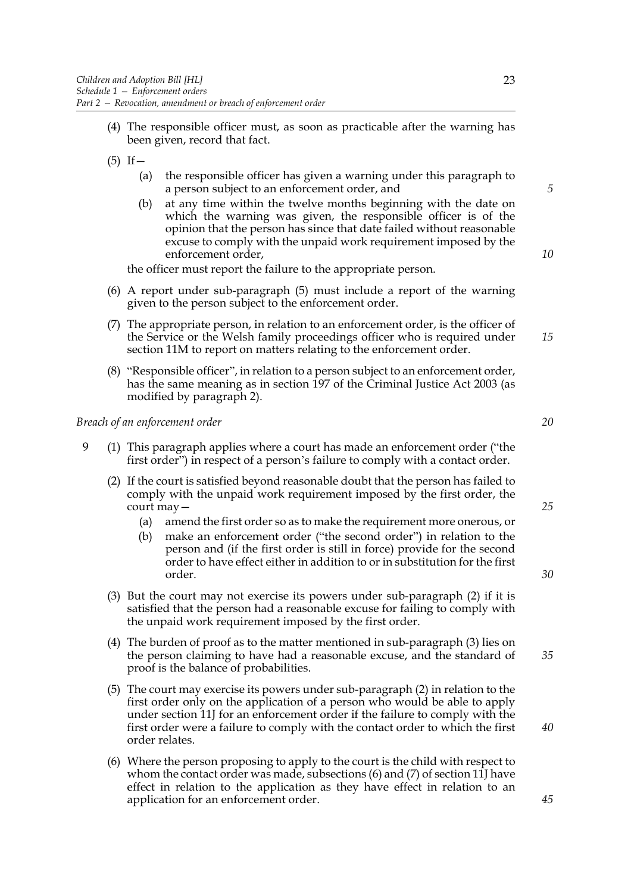(4) The responsible officer must, as soon as practicable after the warning has been given, record that fact.

(5) If—

   (a) the responsible officer has given a warning under this paragraph to a person subject to an enforcement order, and

   (b) at any time within the twelve months beginning with the date on which the warning was given, the responsible officer is of the opinion that the person has since that date failed without reasonable excuse to comply with the unpaid work requirement imposed by the enforcement order,

the officer must report the failure to the appropriate person.

(6) A report under sub-paragraph (5) must include a report of the warning given to the person subject to the enforcement order.

(7) The appropriate person, in relation to an enforcement order, is the officer of the Service or the Welsh family proceedings officer who is required under section 11M to report on matters relating to the enforcement order.

(8) "Responsible officer", in relation to a person subject to an enforcement order, has the same meaning as in section 197 of the Criminal Justice Act 2003 (as modified by paragraph 2).

*Breach of an enforcement order*

9 (1) This paragraph applies where a court has made an enforcement order ("the first order") in respect of a person's failure to comply with a contact order.

(2) If the court is satisfied beyond reasonable doubt that the person has failed to comply with the unpaid work requirement imposed by the first order, the court may—

   (a) amend the first order so as to make the requirement more onerous, or

   (b) make an enforcement order ("the second order") in relation to the person and (if the first order is still in force) provide for the second order to have effect either in addition to or in substitution for the first order.

(3) But the court may not exercise its powers under sub-paragraph (2) if it is satisfied that the person had a reasonable excuse for failing to comply with the unpaid work requirement imposed by the first order.

(4) The burden of proof as to the matter mentioned in sub-paragraph (3) lies on the person claiming to have had a reasonable excuse, and the standard of proof is the balance of probabilities.

(5) The court may exercise its powers under sub-paragraph (2) in relation to the first order only on the application of a person who would be able to apply under section 11J for an enforcement order if the failure to comply with the first order were a failure to comply with the contact order to which the first order relates.

(6) Where the person proposing to apply to the court is the child with respect to whom the contact order was made, subsections (6) and (7) of section 11J have effect in relation to the application as they have effect in relation to an application for an enforcement order.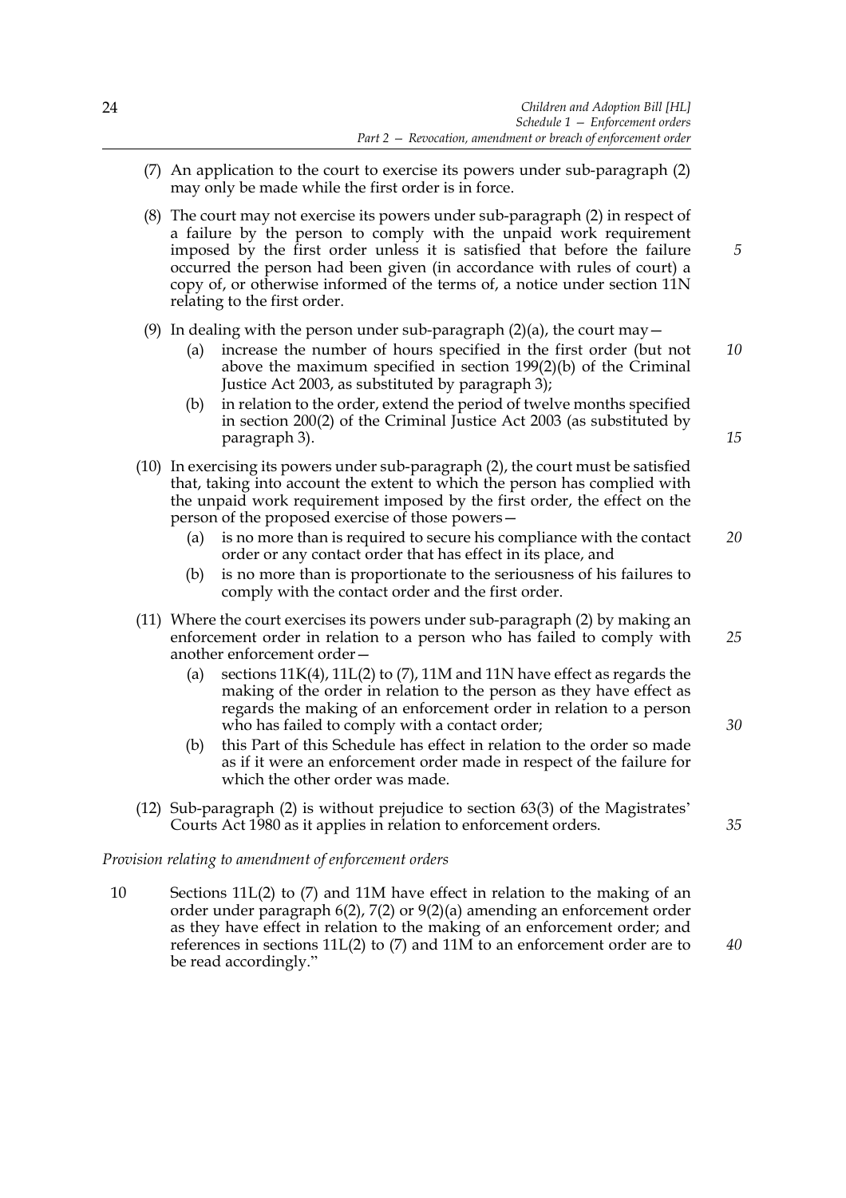(7) An application to the court to exercise its powers under sub-paragraph (2) may only be made while the first order is in force.

(8) The court may not exercise its powers under sub-paragraph (2) in respect of a failure by the person to comply with the unpaid work requirement imposed by the first order unless it is satisfied that before the failure occurred the person had been given (in accordance with rules of court) a copy of, or otherwise informed of the terms of, a notice under section 11N relating to the first order.

(9) In dealing with the person under sub-paragraph (2)(a), the court may—

(a) increase the number of hours specified in the first order (but not above the maximum specified in section 199(2)(b) of the Criminal Justice Act 2003, as substituted by paragraph 3);

(b) in relation to the order, extend the period of twelve months specified in section 200(2) of the Criminal Justice Act 2003 (as substituted by paragraph 3).

(10) In exercising its powers under sub-paragraph (2), the court must be satisfied that, taking into account the extent to which the person has complied with the unpaid work requirement imposed by the first order, the effect on the person of the proposed exercise of those powers—

(a) is no more than is required to secure his compliance with the contact order or any contact order that has effect in its place, and

(b) is no more than is proportionate to the seriousness of his failures to comply with the contact order and the first order.

(11) Where the court exercises its powers under sub-paragraph (2) by making an enforcement order in relation to a person who has failed to comply with another enforcement order—

(a) sections 11K(4), 11L(2) to (7), 11M and 11N have effect as regards the making of the order in relation to the person as they have effect as regards the making of an enforcement order in relation to a person who has failed to comply with a contact order;

(b) this Part of this Schedule has effect in relation to the order so made as if it were an enforcement order made in respect of the failure for which the other order was made.

(12) Sub-paragraph (2) is without prejudice to section 63(3) of the Magistrates' Courts Act 1980 as it applies in relation to enforcement orders.

*Provision relating to amendment of enforcement orders*

10 Sections 11L(2) to (7) and 11M have effect in relation to the making of an order under paragraph 6(2), 7(2) or 9(2)(a) amending an enforcement order as they have effect in relation to the making of an enforcement order; and references in sections 11L(2) to (7) and 11M to an enforcement order are to be read accordingly."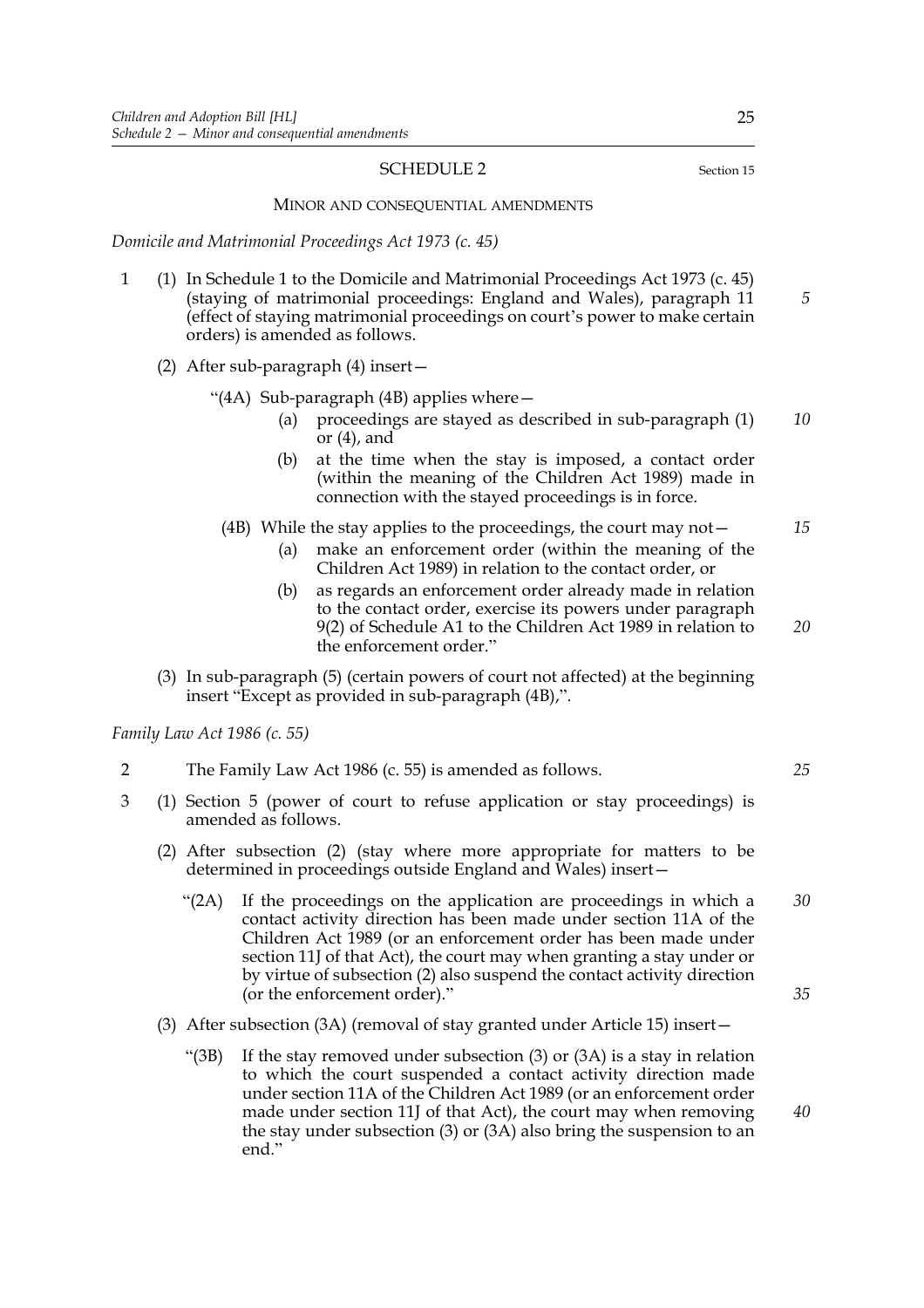## SCHEDULE 2

Section 15

### MINOR AND CONSEQUENTIAL AMENDMENTS

*Domicile and Matrimonial Proceedings Act 1973 (c. 45)*

1 (1) In Schedule 1 to the Domicile and Matrimonial Proceedings Act 1973 (c. 45) (staying of matrimonial proceedings: England and Wales), paragraph 11 (effect of staying matrimonial proceedings on court's power to make certain orders) is amended as follows.

(2) After sub-paragraph (4) insert—

"(4A) Sub-paragraph (4B) applies where—

(a) proceedings are stayed as described in sub-paragraph (1) or (4), and

(b) at the time when the stay is imposed, a contact order (within the meaning of the Children Act 1989) made in connection with the stayed proceedings is in force.

(4B) While the stay applies to the proceedings, the court may not—

(a) make an enforcement order (within the meaning of the Children Act 1989) in relation to the contact order, or

(b) as regards an enforcement order already made in relation to the contact order, exercise its powers under paragraph 9(2) of Schedule A1 to the Children Act 1989 in relation to the enforcement order."

(3) In sub-paragraph (5) (certain powers of court not affected) at the beginning insert "Except as provided in sub-paragraph (4B),".

*Family Law Act 1986 (c. 55)*

2 The Family Law Act 1986 (c. 55) is amended as follows.

3 (1) Section 5 (power of court to refuse application or stay proceedings) is amended as follows.

(2) After subsection (2) (stay where more appropriate for matters to be determined in proceedings outside England and Wales) insert—

"(2A) If the proceedings on the application are proceedings in which a contact activity direction has been made under section 11A of the Children Act 1989 (or an enforcement order has been made under section 11J of that Act), the court may when granting a stay under or by virtue of subsection (2) also suspend the contact activity direction (or the enforcement order)."

(3) After subsection (3A) (removal of stay granted under Article 15) insert—

"(3B) If the stay removed under subsection (3) or (3A) is a stay in relation to which the court suspended a contact activity direction made under section 11A of the Children Act 1989 (or an enforcement order made under section 11J of that Act), the court may when removing the stay under subsection (3) or (3A) also bring the suspension to an end."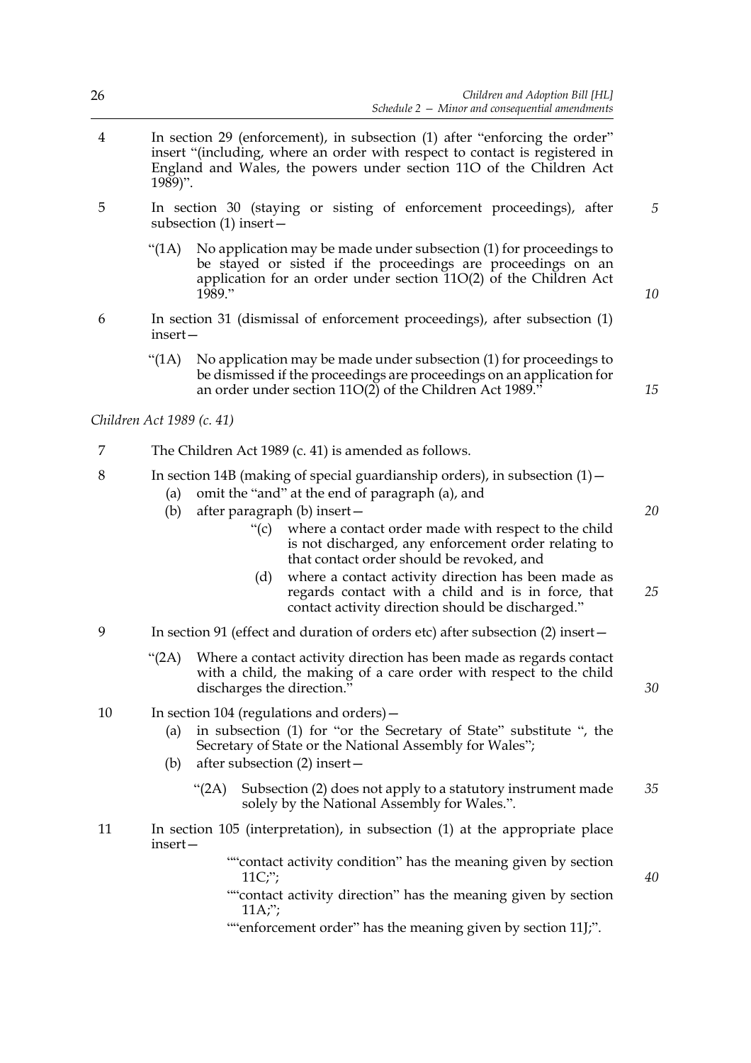4 In section 29 (enforcement), in subsection (1) after "enforcing the order" insert "(including, where an order with respect to contact is registered in England and Wales, the powers under section 11O of the Children Act 1989)".

5 In section 30 (staying or sisting of enforcement proceedings), after subsection (1) insert—

"(1A) No application may be made under subsection (1) for proceedings to be stayed or sisted if the proceedings are proceedings on an application for an order under section 11O(2) of the Children Act 1989."

6 In section 31 (dismissal of enforcement proceedings), after subsection (1) insert—

"(1A) No application may be made under subsection (1) for proceedings to be dismissed if the proceedings are proceedings on an application for an order under section 11O(2) of the Children Act 1989."

*Children Act 1989 (c. 41)*

7 The Children Act 1989 (c. 41) is amended as follows.

8 In section 14B (making of special guardianship orders), in subsection (1)—

(a) omit the "and" at the end of paragraph (a), and

(b) after paragraph (b) insert—

"(c) where a contact order made with respect to the child is not discharged, any enforcement order relating to that contact order should be revoked, and

(d) where a contact activity direction has been made as regards contact with a child and is in force, that contact activity direction should be discharged."

9 In section 91 (effect and duration of orders etc) after subsection (2) insert—

"(2A) Where a contact activity direction has been made as regards contact with a child, the making of a care order with respect to the child discharges the direction."

10 In section 104 (regulations and orders)—

(a) in subsection (1) for "or the Secretary of State" substitute ", the Secretary of State or the National Assembly for Wales";

(b) after subsection (2) insert—

"(2A) Subsection (2) does not apply to a statutory instrument made solely by the National Assembly for Wales.".

11 In section 105 (interpretation), in subsection (1) at the appropriate place insert—

""contact activity condition" has the meaning given by section 11C;";

""contact activity direction" has the meaning given by section 11A;";

""enforcement order" has the meaning given by section 11J;".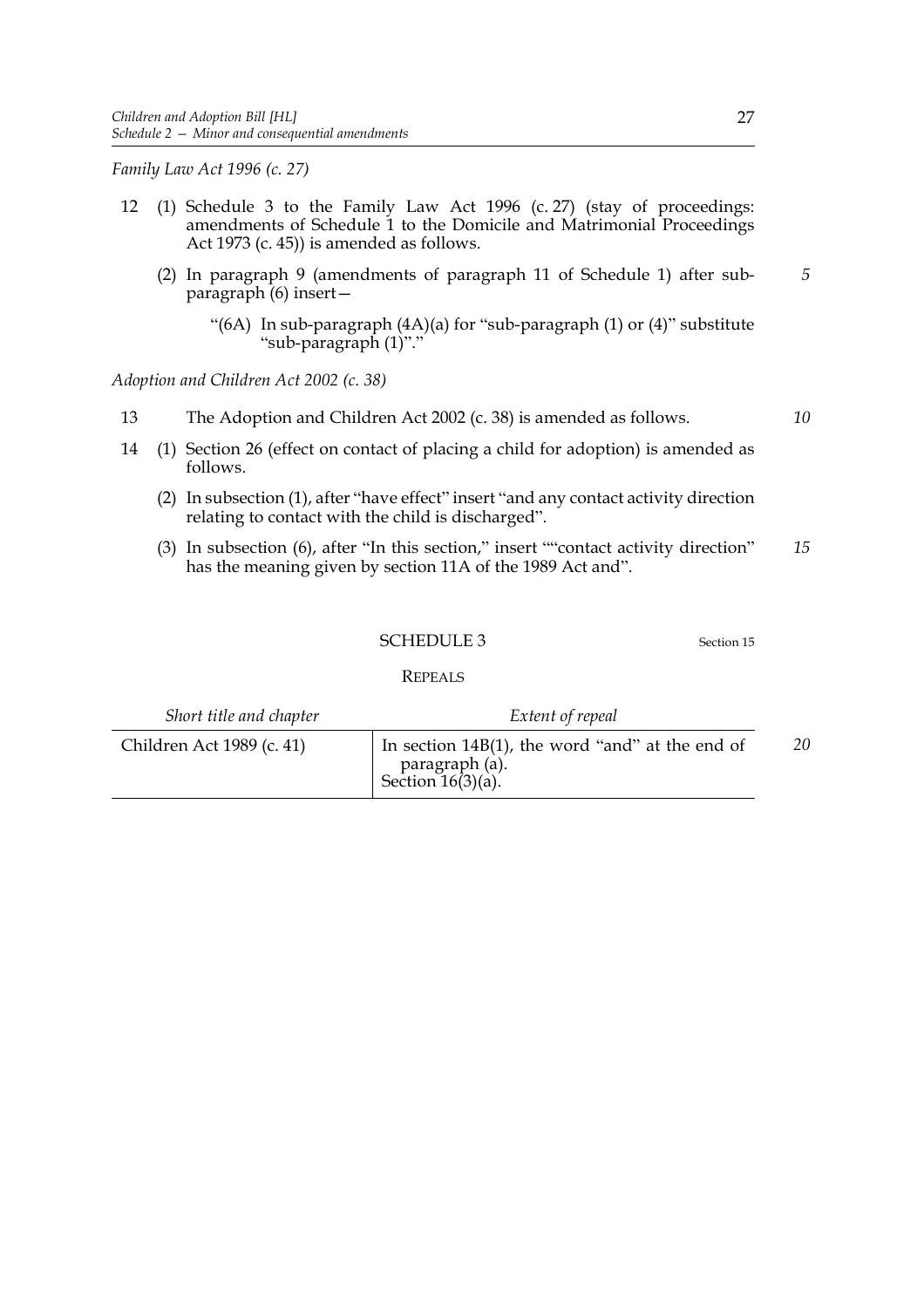*Family Law Act 1996 (c. 27)*

12 (1) Schedule 3 to the Family Law Act 1996 (c. 27) (stay of proceedings: amendments of Schedule 1 to the Domicile and Matrimonial Proceedings Act 1973 (c. 45)) is amended as follows.

(2) In paragraph 9 (amendments of paragraph 11 of Schedule 1) after sub-paragraph (6) insert—

"(6A) In sub-paragraph (4A)(a) for "sub-paragraph (1) or (4)" substitute "sub-paragraph (1)"."

*Adoption and Children Act 2002 (c. 38)*

13 The Adoption and Children Act 2002 (c. 38) is amended as follows.

14 (1) Section 26 (effect on contact of placing a child for adoption) is amended as follows.

(2) In subsection (1), after "have effect" insert "and any contact activity direction relating to contact with the child is discharged".

(3) In subsection (6), after "In this section," insert ""contact activity direction" has the meaning given by section 11A of the 1989 Act and".

## SCHEDULE 3

Section 15

### REPEALS

| *Short title and chapter* | *Extent of repeal* |
| --- | --- |
| Children Act 1989 (c. 41) | In section 14B(1), the word "and" at the end of paragraph (a).<br>Section 16(3)(a). |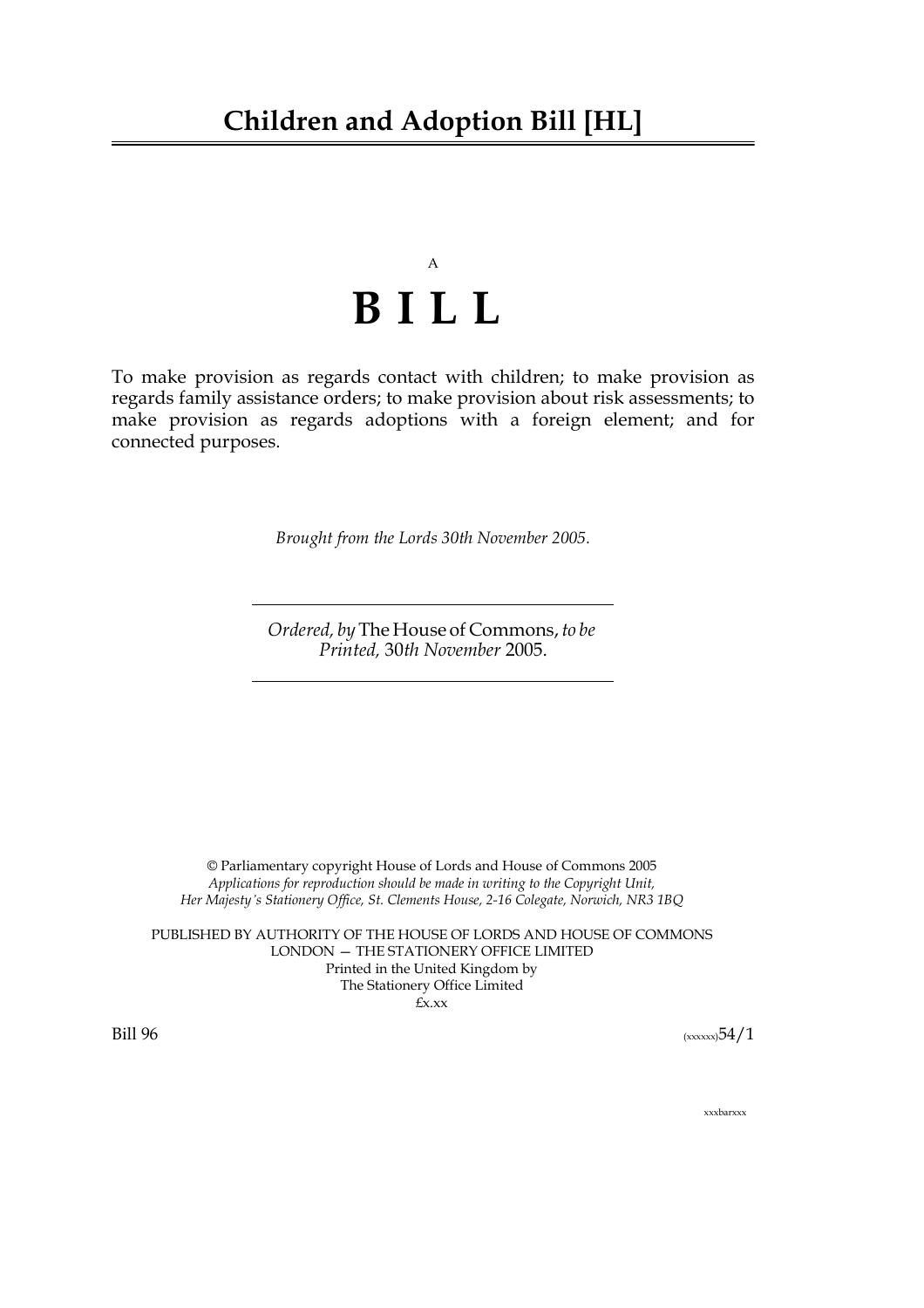# Children and Adoption Bill [HL]

A

# B I L L

To make provision as regards contact with children; to make provision as regards family assistance orders; to make provision about risk assessments; to make provision as regards adoptions with a foreign element; and for connected purposes.

*Brought from the Lords 30th November 2005.*

---

*Ordered, by* The House of Commons, *to be Printed,* 30*th November* 2005.

---

© Parliamentary copyright House of Lords and House of Commons 2005
*Applications for reproduction should be made in writing to the Copyright Unit, Her Majesty's Stationery Office, St. Clements House, 2-16 Colegate, Norwich, NR3 1BQ*

PUBLISHED BY AUTHORITY OF THE HOUSE OF LORDS AND HOUSE OF COMMONS
LONDON — THE STATIONERY OFFICE LIMITED
Printed in the United Kingdom by
The Stationery Office Limited
£x.xx

Bill 96 (xxxxxx)54/1

xxxbarxxx